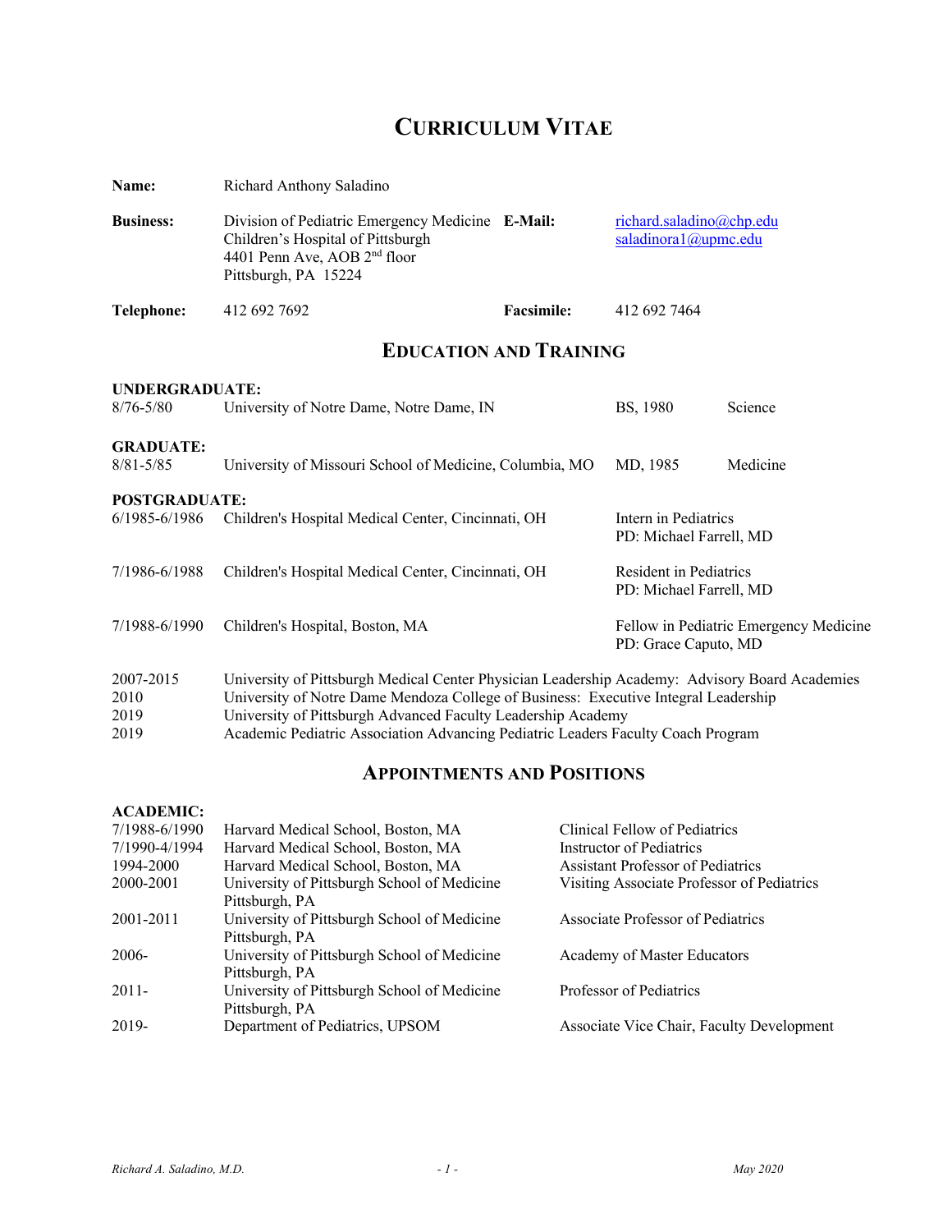# CURRICULUM VITAE

| | | | |
|---|---|---|---|
| **Name:** | Richard Anthony Saladino | | |
| **Business:** | Division of Pediatric Emergency Medicine<br>Children's Hospital of Pittsburgh<br>4401 Penn Ave, AOB 2nd floor<br>Pittsburgh, PA 15224 | **E-Mail:** | richard.saladino@chp.edu<br>saladinora1@upmc.edu |
| **Telephone:** | 412 692 7692 | **Facsimile:** | 412 692 7464 |

## EDUCATION AND TRAINING

**UNDERGRADUATE:**

| | | | |
|---|---|---|---|
| 8/76-5/80 | University of Notre Dame, Notre Dame, IN | BS, 1980 | Science |

**GRADUATE:**

| | | | |
|---|---|---|---|
| 8/81-5/85 | University of Missouri School of Medicine, Columbia, MO | MD, 1985 | Medicine |

**POSTGRADUATE:**

| | | |
|---|---|---|
| 6/1985-6/1986 | Children's Hospital Medical Center, Cincinnati, OH | Intern in Pediatrics<br>PD: Michael Farrell, MD |
| 7/1986-6/1988 | Children's Hospital Medical Center, Cincinnati, OH | Resident in Pediatrics<br>PD: Michael Farrell, MD |
| 7/1988-6/1990 | Children's Hospital, Boston, MA | Fellow in Pediatric Emergency Medicine<br>PD: Grace Caputo, MD |

| | |
|---|---|
| 2007-2015 | University of Pittsburgh Medical Center Physician Leadership Academy: Advisory Board Academies |
| 2010 | University of Notre Dame Mendoza College of Business: Executive Integral Leadership |
| 2019 | University of Pittsburgh Advanced Faculty Leadership Academy |
| 2019 | Academic Pediatric Association Advancing Pediatric Leaders Faculty Coach Program |

## APPOINTMENTS AND POSITIONS

**ACADEMIC:**

| | | |
|---|---|---|
| 7/1988-6/1990 | Harvard Medical School, Boston, MA | Clinical Fellow of Pediatrics |
| 7/1990-4/1994 | Harvard Medical School, Boston, MA | Instructor of Pediatrics |
| 1994-2000 | Harvard Medical School, Boston, MA | Assistant Professor of Pediatrics |
| 2000-2001 | University of Pittsburgh School of Medicine<br>Pittsburgh, PA | Visiting Associate Professor of Pediatrics |
| 2001-2011 | University of Pittsburgh School of Medicine<br>Pittsburgh, PA | Associate Professor of Pediatrics |
| 2006- | University of Pittsburgh School of Medicine<br>Pittsburgh, PA | Academy of Master Educators |
| 2011- | University of Pittsburgh School of Medicine<br>Pittsburgh, PA | Professor of Pediatrics |
| 2019- | Department of Pediatrics, UPSOM | Associate Vice Chair, Faculty Development |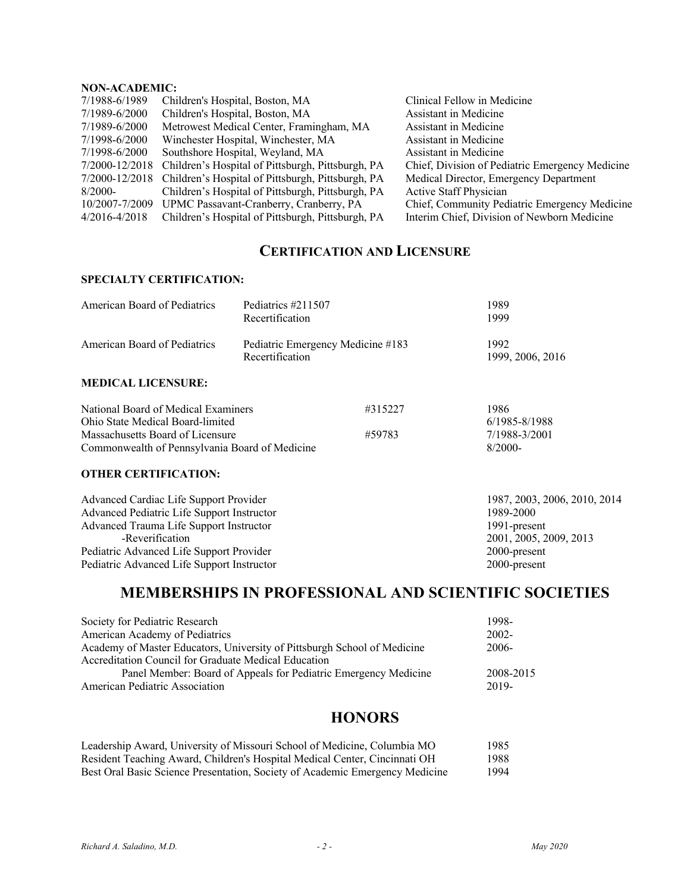**NON-ACADEMIC:**

| | | |
|---|---|---|
| 7/1988-6/1989 | Children's Hospital, Boston, MA | Clinical Fellow in Medicine |
| 7/1989-6/2000 | Children's Hospital, Boston, MA | Assistant in Medicine |
| 7/1989-6/2000 | Metrowest Medical Center, Framingham, MA | Assistant in Medicine |
| 7/1998-6/2000 | Winchester Hospital, Winchester, MA | Assistant in Medicine |
| 7/1998-6/2000 | Southshore Hospital, Weyland, MA | Assistant in Medicine |
| 7/2000-12/2018 | Children's Hospital of Pittsburgh, Pittsburgh, PA | Chief, Division of Pediatric Emergency Medicine |
| 7/2000-12/2018 | Children's Hospital of Pittsburgh, Pittsburgh, PA | Medical Director, Emergency Department |
| 8/2000- | Children's Hospital of Pittsburgh, Pittsburgh, PA | Active Staff Physician |
| 10/2007-7/2009 | UPMC Passavant-Cranberry, Cranberry, PA | Chief, Community Pediatric Emergency Medicine |
| 4/2016-4/2018 | Children's Hospital of Pittsburgh, Pittsburgh, PA | Interim Chief, Division of Newborn Medicine |

## CERTIFICATION AND LICENSURE

**SPECIALTY CERTIFICATION:**

| | | |
|---|---|---|
| American Board of Pediatrics | Pediatrics #211507 | 1989 |
| | Recertification | 1999 |
| American Board of Pediatrics | Pediatric Emergency Medicine #183 | 1992 |
| | Recertification | 1999, 2006, 2016 |

**MEDICAL LICENSURE:**

| | | |
|---|---|---|
| National Board of Medical Examiners | #315227 | 1986 |
| Ohio State Medical Board-limited | | 6/1985-8/1988 |
| Massachusetts Board of Licensure | #59783 | 7/1988-3/2001 |
| Commonwealth of Pennsylvania Board of Medicine | | 8/2000- |

**OTHER CERTIFICATION:**

| | |
|---|---|
| Advanced Cardiac Life Support Provider | 1987, 2003, 2006, 2010, 2014 |
| Advanced Pediatric Life Support Instructor | 1989-2000 |
| Advanced Trauma Life Support Instructor | 1991-present |
| -Reverification | 2001, 2005, 2009, 2013 |
| Pediatric Advanced Life Support Provider | 2000-present |
| Pediatric Advanced Life Support Instructor | 2000-present |

## MEMBERSHIPS IN PROFESSIONAL AND SCIENTIFIC SOCIETIES

| | |
|---|---|
| Society for Pediatric Research | 1998- |
| American Academy of Pediatrics | 2002- |
| Academy of Master Educators, University of Pittsburgh School of Medicine | 2006- |
| Accreditation Council for Graduate Medical Education | |
| Panel Member: Board of Appeals for Pediatric Emergency Medicine | 2008-2015 |
| American Pediatric Association | 2019- |

## HONORS

| | |
|---|---|
| Leadership Award, University of Missouri School of Medicine, Columbia MO | 1985 |
| Resident Teaching Award, Children's Hospital Medical Center, Cincinnati OH | 1988 |
| Best Oral Basic Science Presentation, Society of Academic Emergency Medicine | 1994 |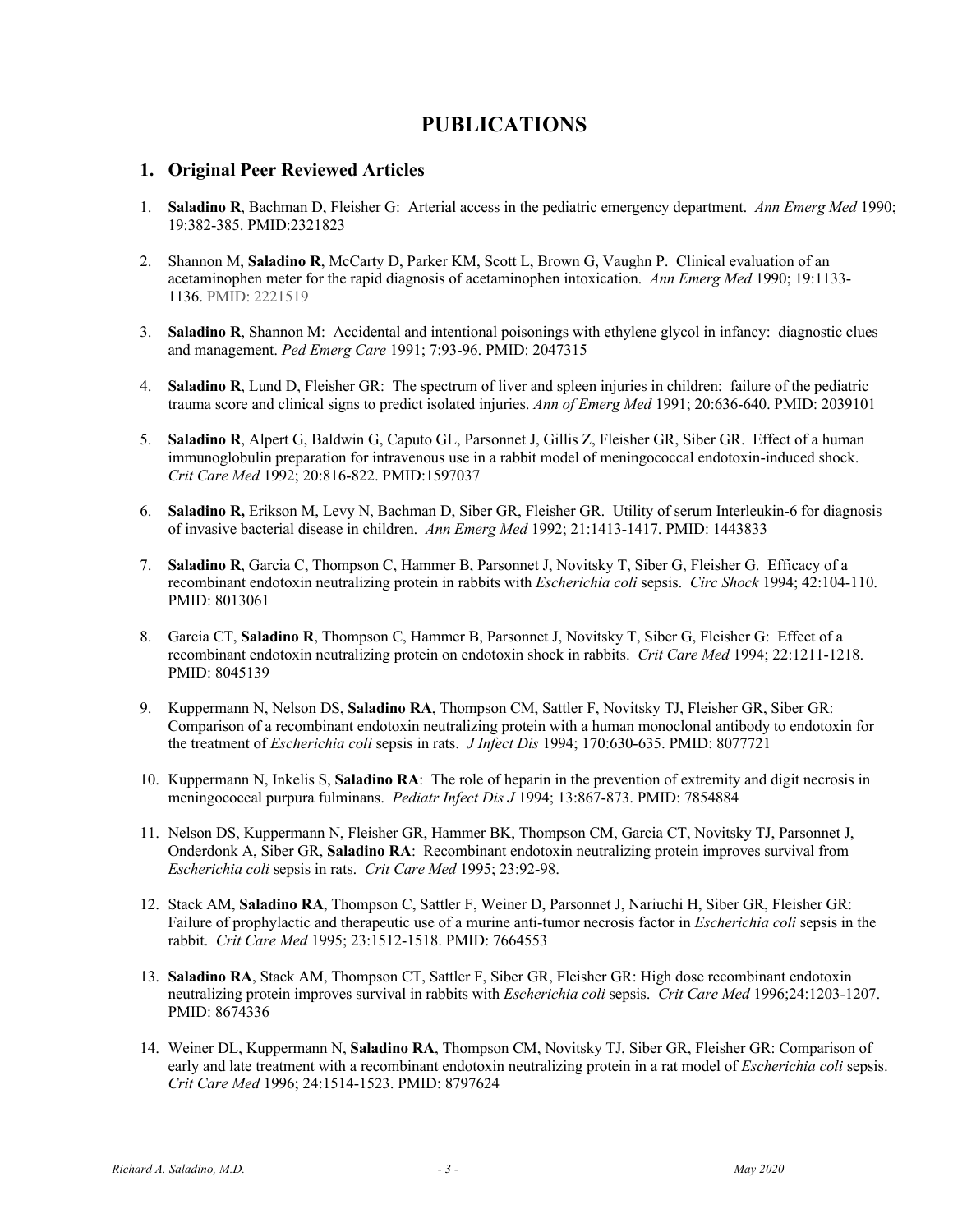# PUBLICATIONS

## 1. Original Peer Reviewed Articles

1. **Saladino R**, Bachman D, Fleisher G: Arterial access in the pediatric emergency department. *Ann Emerg Med* 1990; 19:382-385. PMID:2321823

2. Shannon M, **Saladino R**, McCarty D, Parker KM, Scott L, Brown G, Vaughn P. Clinical evaluation of an acetaminophen meter for the rapid diagnosis of acetaminophen intoxication. *Ann Emerg Med* 1990; 19:1133-1136. PMID: 2221519

3. **Saladino R**, Shannon M: Accidental and intentional poisonings with ethylene glycol in infancy: diagnostic clues and management. *Ped Emerg Care* 1991; 7:93-96. PMID: 2047315

4. **Saladino R**, Lund D, Fleisher GR: The spectrum of liver and spleen injuries in children: failure of the pediatric trauma score and clinical signs to predict isolated injuries. *Ann of Emerg Med* 1991; 20:636-640. PMID: 2039101

5. **Saladino R**, Alpert G, Baldwin G, Caputo GL, Parsonnet J, Gillis Z, Fleisher GR, Siber GR. Effect of a human immunoglobulin preparation for intravenous use in a rabbit model of meningococcal endotoxin-induced shock. *Crit Care Med* 1992; 20:816-822. PMID:1597037

6. **Saladino R,** Erikson M, Levy N, Bachman D, Siber GR, Fleisher GR. Utility of serum Interleukin-6 for diagnosis of invasive bacterial disease in children. *Ann Emerg Med* 1992; 21:1413-1417. PMID: 1443833

7. **Saladino R**, Garcia C, Thompson C, Hammer B, Parsonnet J, Novitsky T, Siber G, Fleisher G. Efficacy of a recombinant endotoxin neutralizing protein in rabbits with *Escherichia coli* sepsis. *Circ Shock* 1994; 42:104-110. PMID: 8013061

8. Garcia CT, **Saladino R**, Thompson C, Hammer B, Parsonnet J, Novitsky T, Siber G, Fleisher G: Effect of a recombinant endotoxin neutralizing protein on endotoxin shock in rabbits. *Crit Care Med* 1994; 22:1211-1218. PMID: 8045139

9. Kuppermann N, Nelson DS, **Saladino RA**, Thompson CM, Sattler F, Novitsky TJ, Fleisher GR, Siber GR: Comparison of a recombinant endotoxin neutralizing protein with a human monoclonal antibody to endotoxin for the treatment of *Escherichia coli* sepsis in rats. *J Infect Dis* 1994; 170:630-635. PMID: 8077721

10. Kuppermann N, Inkelis S, **Saladino RA**: The role of heparin in the prevention of extremity and digit necrosis in meningococcal purpura fulminans. *Pediatr Infect Dis J* 1994; 13:867-873. PMID: 7854884

11. Nelson DS, Kuppermann N, Fleisher GR, Hammer BK, Thompson CM, Garcia CT, Novitsky TJ, Parsonnet J, Onderdonk A, Siber GR, **Saladino RA**: Recombinant endotoxin neutralizing protein improves survival from *Escherichia coli* sepsis in rats. *Crit Care Med* 1995; 23:92-98.

12. Stack AM, **Saladino RA**, Thompson C, Sattler F, Weiner D, Parsonnet J, Nariuchi H, Siber GR, Fleisher GR: Failure of prophylactic and therapeutic use of a murine anti-tumor necrosis factor in *Escherichia coli* sepsis in the rabbit. *Crit Care Med* 1995; 23:1512-1518. PMID: 7664553

13. **Saladino RA**, Stack AM, Thompson CT, Sattler F, Siber GR, Fleisher GR: High dose recombinant endotoxin neutralizing protein improves survival in rabbits with *Escherichia coli* sepsis. *Crit Care Med* 1996;24:1203-1207. PMID: 8674336

14. Weiner DL, Kuppermann N, **Saladino RA**, Thompson CM, Novitsky TJ, Siber GR, Fleisher GR: Comparison of early and late treatment with a recombinant endotoxin neutralizing protein in a rat model of *Escherichia coli* sepsis. *Crit Care Med* 1996; 24:1514-1523. PMID: 8797624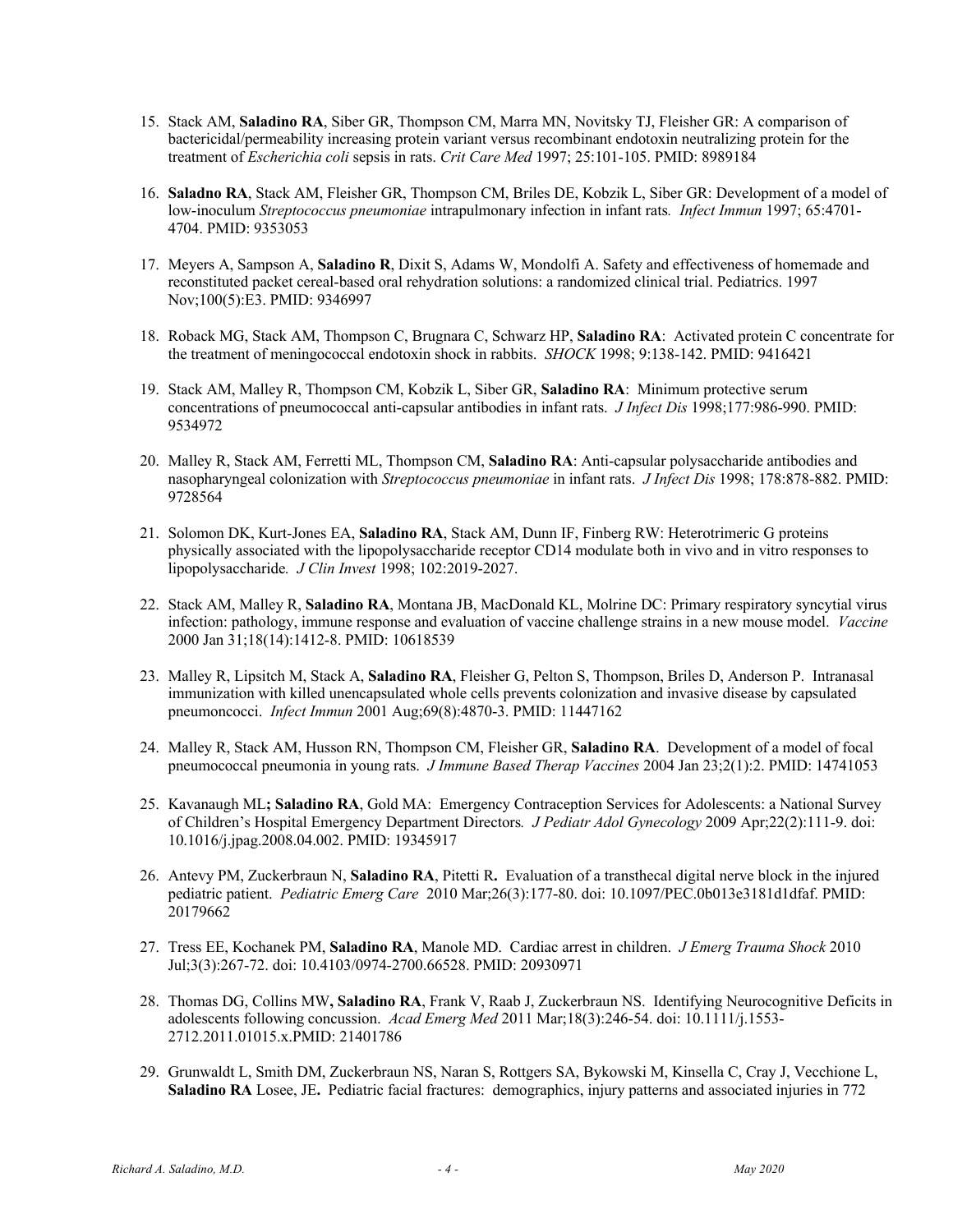15. Stack AM, **Saladino RA**, Siber GR, Thompson CM, Marra MN, Novitsky TJ, Fleisher GR: A comparison of bactericidal/permeability increasing protein variant versus recombinant endotoxin neutralizing protein for the treatment of *Escherichia coli* sepsis in rats. *Crit Care Med* 1997; 25:101-105. PMID: 8989184

16. **Saladno RA**, Stack AM, Fleisher GR, Thompson CM, Briles DE, Kobzik L, Siber GR: Development of a model of low-inoculum *Streptococcus pneumoniae* intrapulmonary infection in infant rats*. Infect Immun* 1997; 65:4701-4704. PMID: 9353053

17. Meyers A, Sampson A, **Saladino R**, Dixit S, Adams W, Mondolfi A. Safety and effectiveness of homemade and reconstituted packet cereal-based oral rehydration solutions: a randomized clinical trial. Pediatrics. 1997 Nov;100(5):E3. PMID: 9346997

18. Roback MG, Stack AM, Thompson C, Brugnara C, Schwarz HP, **Saladino RA**: Activated protein C concentrate for the treatment of meningococcal endotoxin shock in rabbits. *SHOCK* 1998; 9:138-142. PMID: 9416421

19. Stack AM, Malley R, Thompson CM, Kobzik L, Siber GR, **Saladino RA**: Minimum protective serum concentrations of pneumococcal anti-capsular antibodies in infant rats. *J Infect Dis* 1998;177:986-990. PMID: 9534972

20. Malley R, Stack AM, Ferretti ML, Thompson CM, **Saladino RA**: Anti-capsular polysaccharide antibodies and nasopharyngeal colonization with *Streptococcus pneumoniae* in infant rats. *J Infect Dis* 1998; 178:878-882. PMID: 9728564

21. Solomon DK, Kurt-Jones EA, **Saladino RA**, Stack AM, Dunn IF, Finberg RW: Heterotrimeric G proteins physically associated with the lipopolysaccharide receptor CD14 modulate both in vivo and in vitro responses to lipopolysaccharide*. J Clin Invest* 1998; 102:2019-2027.

22. Stack AM, Malley R, **Saladino RA**, Montana JB, MacDonald KL, Molrine DC: Primary respiratory syncytial virus infection: pathology, immune response and evaluation of vaccine challenge strains in a new mouse model. *Vaccine* 2000 Jan 31;18(14):1412-8. PMID: 10618539

23. Malley R, Lipsitch M, Stack A, **Saladino RA**, Fleisher G, Pelton S, Thompson, Briles D, Anderson P. Intranasal immunization with killed unencapsulated whole cells prevents colonization and invasive disease by capsulated pneumoncocci. *Infect Immun* 2001 Aug;69(8):4870-3. PMID: 11447162

24. Malley R, Stack AM, Husson RN, Thompson CM, Fleisher GR, **Saladino RA**. Development of a model of focal pneumococcal pneumonia in young rats. *J Immune Based Therap Vaccines* 2004 Jan 23;2(1):2. PMID: 14741053

25. Kavanaugh ML**;** **Saladino RA**, Gold MA: Emergency Contraception Services for Adolescents: a National Survey of Children's Hospital Emergency Department Directors*. J Pediatr Adol Gynecology* 2009 Apr;22(2):111-9. doi: 10.1016/j.jpag.2008.04.002. PMID: 19345917

26. Antevy PM, Zuckerbraun N, **Saladino RA**, Pitetti R**.** Evaluation of a transthecal digital nerve block in the injured pediatric patient. *Pediatric Emerg Care* 2010 Mar;26(3):177-80. doi: 10.1097/PEC.0b013e3181d1dfaf. PMID: 20179662

27. Tress EE, Kochanek PM, **Saladino RA**, Manole MD. Cardiac arrest in children. *J Emerg Trauma Shock* 2010 Jul;3(3):267-72. doi: 10.4103/0974-2700.66528. PMID: 20930971

28. Thomas DG, Collins MW**,** **Saladino RA**, Frank V, Raab J, Zuckerbraun NS. Identifying Neurocognitive Deficits in adolescents following concussion. *Acad Emerg Med* 2011 Mar;18(3):246-54. doi: 10.1111/j.1553-2712.2011.01015.x.PMID: 21401786

29. Grunwaldt L, Smith DM, Zuckerbraun NS, Naran S, Rottgers SA, Bykowski M, Kinsella C, Cray J, Vecchione L, **Saladino RA** Losee, JE**.** Pediatric facial fractures: demographics, injury patterns and associated injuries in 772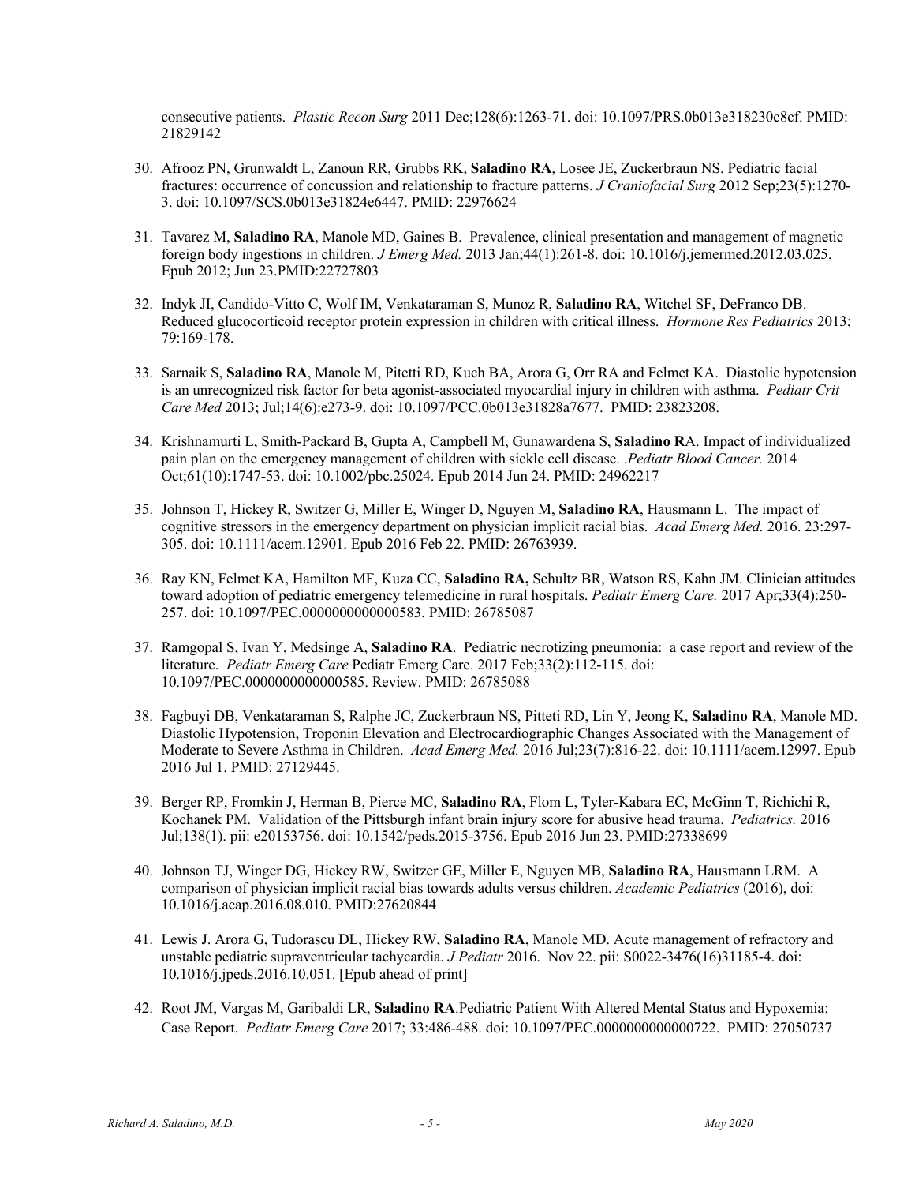consecutive patients. *Plastic Recon Surg* 2011 Dec;128(6):1263-71. doi: 10.1097/PRS.0b013e318230c8cf. PMID: 21829142

30. Afrooz PN, Grunwaldt L, Zanoun RR, Grubbs RK, **Saladino RA**, Losee JE, Zuckerbraun NS. Pediatric facial fractures: occurrence of concussion and relationship to fracture patterns. *J Craniofacial Surg* 2012 Sep;23(5):1270-3. doi: 10.1097/SCS.0b013e31824e6447. PMID: 22976624

31. Tavarez M, **Saladino RA**, Manole MD, Gaines B. Prevalence, clinical presentation and management of magnetic foreign body ingestions in children. *J Emerg Med.* 2013 Jan;44(1):261-8. doi: 10.1016/j.jemermed.2012.03.025. Epub 2012; Jun 23.PMID:22727803

32. Indyk JI, Candido-Vitto C, Wolf IM, Venkataraman S, Munoz R, **Saladino RA**, Witchel SF, DeFranco DB. Reduced glucocorticoid receptor protein expression in children with critical illness. *Hormone Res Pediatrics* 2013; 79:169-178.

33. Sarnaik S, **Saladino RA**, Manole M, Pitetti RD, Kuch BA, Arora G, Orr RA and Felmet KA. Diastolic hypotension is an unrecognized risk factor for beta agonist-associated myocardial injury in children with asthma. *Pediatr Crit Care Med* 2013; Jul;14(6):e273-9. doi: 10.1097/PCC.0b013e31828a7677. PMID: 23823208.

34. Krishnamurti L, Smith-Packard B, Gupta A, Campbell M, Gunawardena S, **Saladino R**A. Impact of individualized pain plan on the emergency management of children with sickle cell disease. *.Pediatr Blood Cancer.* 2014 Oct;61(10):1747-53. doi: 10.1002/pbc.25024. Epub 2014 Jun 24. PMID: 24962217

35. Johnson T, Hickey R, Switzer G, Miller E, Winger D, Nguyen M, **Saladino RA**, Hausmann L. The impact of cognitive stressors in the emergency department on physician implicit racial bias. *Acad Emerg Med.* 2016. 23:297-305. doi: 10.1111/acem.12901. Epub 2016 Feb 22. PMID: 26763939.

36. Ray KN, Felmet KA, Hamilton MF, Kuza CC, **Saladino RA,** Schultz BR, Watson RS, Kahn JM. Clinician attitudes toward adoption of pediatric emergency telemedicine in rural hospitals. *Pediatr Emerg Care.* 2017 Apr;33(4):250-257. doi: 10.1097/PEC.0000000000000583. PMID: 26785087

37. Ramgopal S, Ivan Y, Medsinge A, **Saladino RA**. Pediatric necrotizing pneumonia: a case report and review of the literature. *Pediatr Emerg Care* Pediatr Emerg Care. 2017 Feb;33(2):112-115. doi: 10.1097/PEC.0000000000000585. Review. PMID: 26785088

38. Fagbuyi DB, Venkataraman S, Ralphe JC, Zuckerbraun NS, Pitteti RD, Lin Y, Jeong K, **Saladino RA**, Manole MD. Diastolic Hypotension, Troponin Elevation and Electrocardiographic Changes Associated with the Management of Moderate to Severe Asthma in Children. *Acad Emerg Med.* 2016 Jul;23(7):816-22. doi: 10.1111/acem.12997. Epub 2016 Jul 1. PMID: 27129445.

39. Berger RP, Fromkin J, Herman B, Pierce MC, **Saladino RA**, Flom L, Tyler-Kabara EC, McGinn T, Richichi R, Kochanek PM. Validation of the Pittsburgh infant brain injury score for abusive head trauma. *Pediatrics.* 2016 Jul;138(1). pii: e20153756. doi: 10.1542/peds.2015-3756. Epub 2016 Jun 23. PMID:27338699

40. Johnson TJ, Winger DG, Hickey RW, Switzer GE, Miller E, Nguyen MB, **Saladino RA**, Hausmann LRM. A comparison of physician implicit racial bias towards adults versus children. *Academic Pediatrics* (2016), doi: 10.1016/j.acap.2016.08.010. PMID:27620844

41. Lewis J. Arora G, Tudorascu DL, Hickey RW, **Saladino RA**, Manole MD. Acute management of refractory and unstable pediatric supraventricular tachycardia. *J Pediatr* 2016. Nov 22. pii: S0022-3476(16)31185-4. doi: 10.1016/j.jpeds.2016.10.051. [Epub ahead of print]

42. Root JM, Vargas M, Garibaldi LR, **Saladino RA**.Pediatric Patient With Altered Mental Status and Hypoxemia: Case Report. *Pediatr Emerg Care* 2017; 33:486-488. doi: 10.1097/PEC.0000000000000722. PMID: 27050737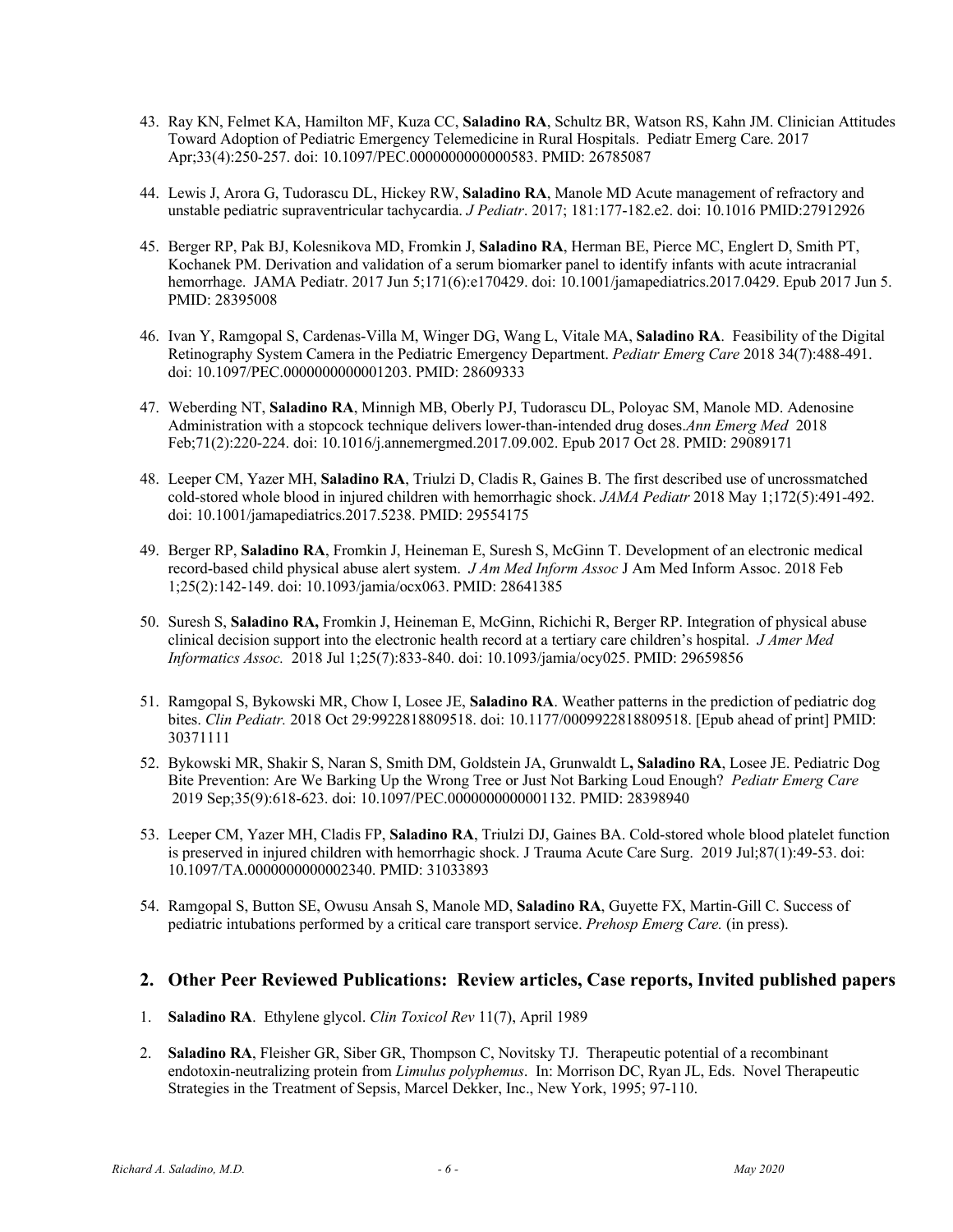43. Ray KN, Felmet KA, Hamilton MF, Kuza CC, **Saladino RA**, Schultz BR, Watson RS, Kahn JM. Clinician Attitudes Toward Adoption of Pediatric Emergency Telemedicine in Rural Hospitals. Pediatr Emerg Care. 2017 Apr;33(4):250-257. doi: 10.1097/PEC.0000000000000583. PMID: 26785087

44. Lewis J, Arora G, Tudorascu DL, Hickey RW, **Saladino RA**, Manole MD Acute management of refractory and unstable pediatric supraventricular tachycardia. *J Pediatr*. 2017; 181:177-182.e2. doi: 10.1016 PMID:27912926

45. Berger RP, Pak BJ, Kolesnikova MD, Fromkin J, **Saladino RA**, Herman BE, Pierce MC, Englert D, Smith PT, Kochanek PM. Derivation and validation of a serum biomarker panel to identify infants with acute intracranial hemorrhage. JAMA Pediatr. 2017 Jun 5;171(6):e170429. doi: 10.1001/jamapediatrics.2017.0429. Epub 2017 Jun 5. PMID: 28395008

46. Ivan Y, Ramgopal S, Cardenas-Villa M, Winger DG, Wang L, Vitale MA, **Saladino RA**. Feasibility of the Digital Retinography System Camera in the Pediatric Emergency Department. *Pediatr Emerg Care* 2018 34(7):488-491. doi: 10.1097/PEC.0000000000001203. PMID: 28609333

47. Weberding NT, **Saladino RA**, Minnigh MB, Oberly PJ, Tudorascu DL, Poloyac SM, Manole MD. Adenosine Administration with a stopcock technique delivers lower-than-intended drug doses.*Ann Emerg Med* 2018 Feb;71(2):220-224. doi: 10.1016/j.annemergmed.2017.09.002. Epub 2017 Oct 28. PMID: 29089171

48. Leeper CM, Yazer MH, **Saladino RA**, Triulzi D, Cladis R, Gaines B. The first described use of uncrossmatched cold-stored whole blood in injured children with hemorrhagic shock. *JAMA Pediatr* 2018 May 1;172(5):491-492. doi: 10.1001/jamapediatrics.2017.5238. PMID: 29554175

49. Berger RP, **Saladino RA**, Fromkin J, Heineman E, Suresh S, McGinn T. Development of an electronic medical record-based child physical abuse alert system. *J Am Med Inform Assoc* J Am Med Inform Assoc. 2018 Feb 1;25(2):142-149. doi: 10.1093/jamia/ocx063. PMID: 28641385

50. Suresh S, **Saladino RA,** Fromkin J, Heineman E, McGinn, Richichi R, Berger RP. Integration of physical abuse clinical decision support into the electronic health record at a tertiary care children's hospital. *J Amer Med Informatics Assoc.* 2018 Jul 1;25(7):833-840. doi: 10.1093/jamia/ocy025. PMID: 29659856

51. Ramgopal S, Bykowski MR, Chow I, Losee JE, **Saladino RA**. Weather patterns in the prediction of pediatric dog bites. *Clin Pediatr.* 2018 Oct 29:9922818809518. doi: 10.1177/0009922818809518. [Epub ahead of print] PMID: 30371111

52. Bykowski MR, Shakir S, Naran S, Smith DM, Goldstein JA, Grunwaldt L**, Saladino RA**, Losee JE. Pediatric Dog Bite Prevention: Are We Barking Up the Wrong Tree or Just Not Barking Loud Enough? *Pediatr Emerg Care* 2019 Sep;35(9):618-623. doi: 10.1097/PEC.0000000000001132. PMID: 28398940

53. Leeper CM, Yazer MH, Cladis FP, **Saladino RA**, Triulzi DJ, Gaines BA. Cold-stored whole blood platelet function is preserved in injured children with hemorrhagic shock. J Trauma Acute Care Surg. 2019 Jul;87(1):49-53. doi: 10.1097/TA.0000000000002340. PMID: 31033893

54. Ramgopal S, Button SE, Owusu Ansah S, Manole MD, **Saladino RA**, Guyette FX, Martin-Gill C. Success of pediatric intubations performed by a critical care transport service. *Prehosp Emerg Care.* (in press).

## 2. Other Peer Reviewed Publications: Review articles, Case reports, Invited published papers

1. **Saladino RA**. Ethylene glycol. *Clin Toxicol Rev* 11(7), April 1989

2. **Saladino RA**, Fleisher GR, Siber GR, Thompson C, Novitsky TJ. Therapeutic potential of a recombinant endotoxin-neutralizing protein from *Limulus polyphemus*. In: Morrison DC, Ryan JL, Eds. Novel Therapeutic Strategies in the Treatment of Sepsis, Marcel Dekker, Inc., New York, 1995; 97-110.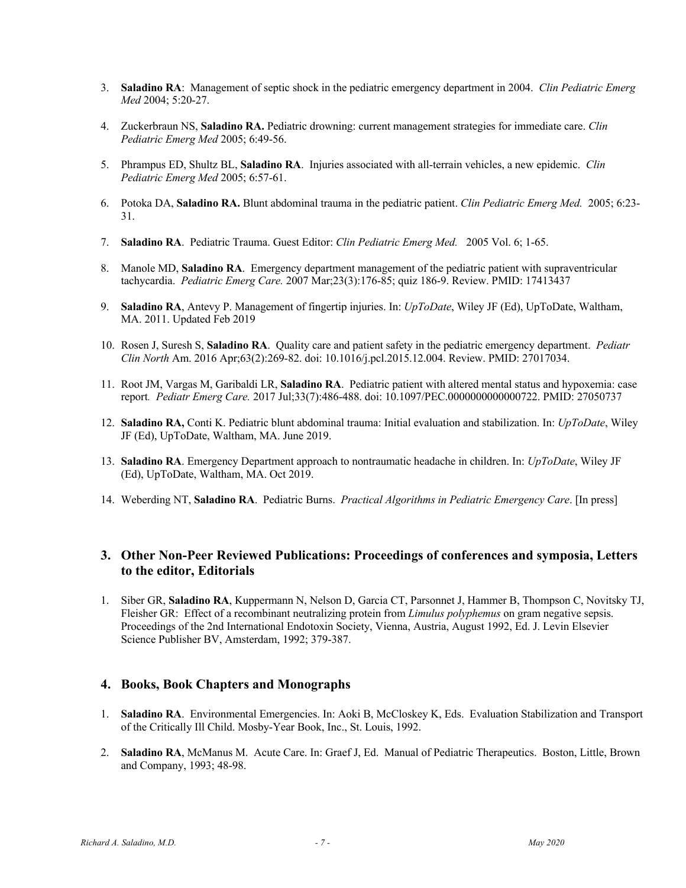3. **Saladino RA**: Management of septic shock in the pediatric emergency department in 2004. *Clin Pediatric Emerg Med* 2004; 5:20-27.

4. Zuckerbraun NS, **Saladino RA.** Pediatric drowning: current management strategies for immediate care. *Clin Pediatric Emerg Med* 2005; 6:49-56.

5. Phrampus ED, Shultz BL, **Saladino RA**. Injuries associated with all-terrain vehicles, a new epidemic. *Clin Pediatric Emerg Med* 2005; 6:57-61.

6. Potoka DA, **Saladino RA.** Blunt abdominal trauma in the pediatric patient. *Clin Pediatric Emerg Med.* 2005; 6:23-31.

7. **Saladino RA**. Pediatric Trauma. Guest Editor: *Clin Pediatric Emerg Med.* 2005 Vol. 6; 1-65.

8. Manole MD, **Saladino RA**. Emergency department management of the pediatric patient with supraventricular tachycardia. *Pediatric Emerg Care.* 2007 Mar;23(3):176-85; quiz 186-9. Review. PMID: 17413437

9. **Saladino RA**, Antevy P. Management of fingertip injuries. In: *UpToDate*, Wiley JF (Ed), UpToDate, Waltham, MA. 2011. Updated Feb 2019

10. Rosen J, Suresh S, **Saladino RA**. Quality care and patient safety in the pediatric emergency department. *Pediatr Clin North* Am. 2016 Apr;63(2):269-82. doi: 10.1016/j.pcl.2015.12.004. Review. PMID: 27017034.

11. Root JM, Vargas M, Garibaldi LR, **Saladino RA**. Pediatric patient with altered mental status and hypoxemia: case report*. Pediatr Emerg Care.* 2017 Jul;33(7):486-488. doi: 10.1097/PEC.0000000000000722. PMID: 27050737

12. **Saladino RA,** Conti K. Pediatric blunt abdominal trauma: Initial evaluation and stabilization. In: *UpToDate*, Wiley JF (Ed), UpToDate, Waltham, MA. June 2019.

13. **Saladino RA**. Emergency Department approach to nontraumatic headache in children. In: *UpToDate*, Wiley JF (Ed), UpToDate, Waltham, MA. Oct 2019.

14. Weberding NT, **Saladino RA**. Pediatric Burns. *Practical Algorithms in Pediatric Emergency Care*. [In press]

## 3. Other Non-Peer Reviewed Publications: Proceedings of conferences and symposia, Letters to the editor, Editorials

1. Siber GR, **Saladino RA**, Kuppermann N, Nelson D, Garcia CT, Parsonnet J, Hammer B, Thompson C, Novitsky TJ, Fleisher GR: Effect of a recombinant neutralizing protein from *Limulus polyphemus* on gram negative sepsis. Proceedings of the 2nd International Endotoxin Society, Vienna, Austria, August 1992, Ed. J. Levin Elsevier Science Publisher BV, Amsterdam, 1992; 379-387.

## 4. Books, Book Chapters and Monographs

1. **Saladino RA**. Environmental Emergencies. In: Aoki B, McCloskey K, Eds. Evaluation Stabilization and Transport of the Critically Ill Child. Mosby-Year Book, Inc., St. Louis, 1992.

2. **Saladino RA**, McManus M. Acute Care. In: Graef J, Ed. Manual of Pediatric Therapeutics. Boston, Little, Brown and Company, 1993; 48-98.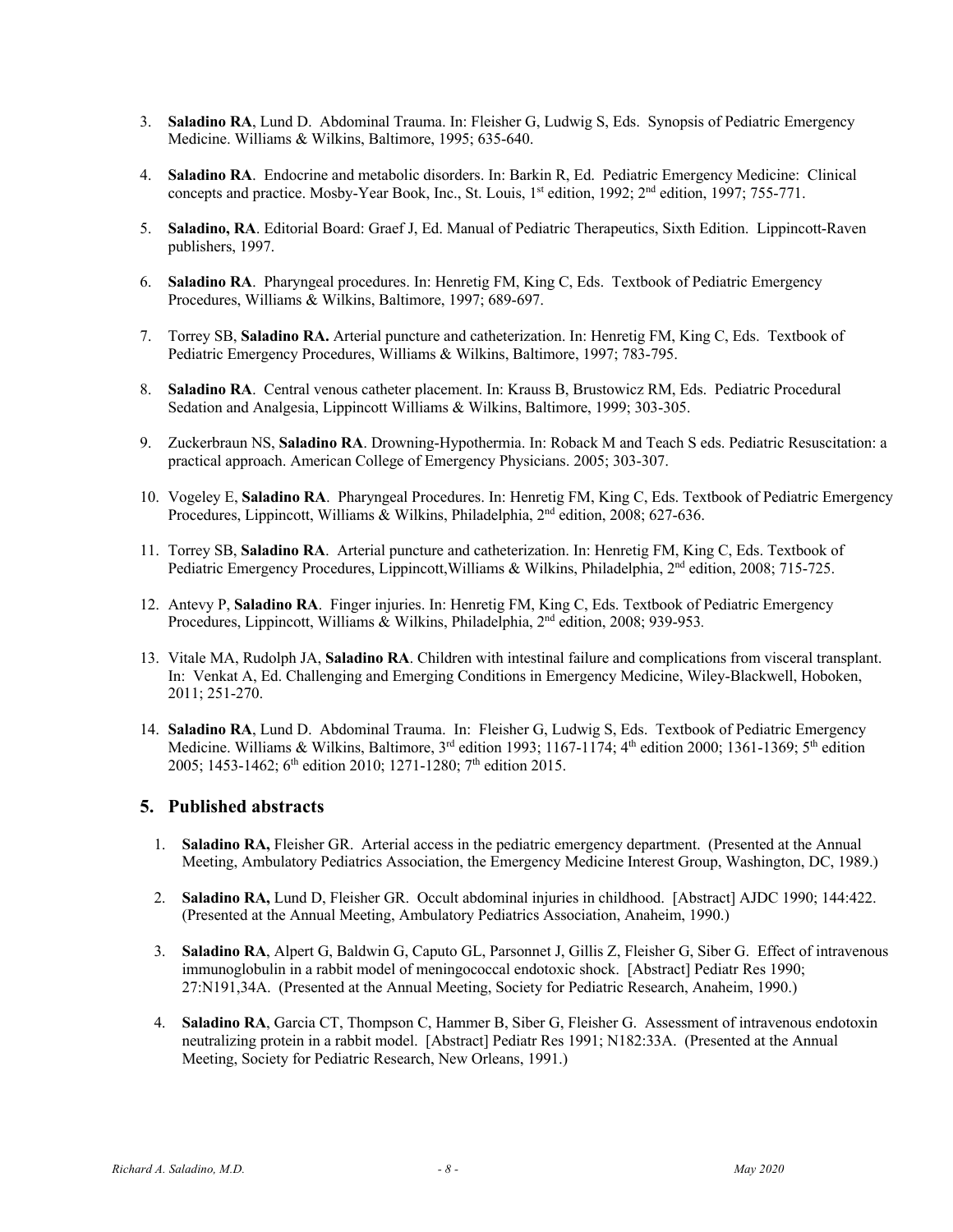3. **Saladino RA**, Lund D. Abdominal Trauma. In: Fleisher G, Ludwig S, Eds. Synopsis of Pediatric Emergency Medicine. Williams & Wilkins, Baltimore, 1995; 635-640.

4. **Saladino RA**. Endocrine and metabolic disorders. In: Barkin R, Ed. Pediatric Emergency Medicine: Clinical concepts and practice. Mosby-Year Book, Inc., St. Louis, 1st edition, 1992; 2nd edition, 1997; 755-771.

5. **Saladino, RA**. Editorial Board: Graef J, Ed. Manual of Pediatric Therapeutics, Sixth Edition. Lippincott-Raven publishers, 1997.

6. **Saladino RA**. Pharyngeal procedures. In: Henretig FM, King C, Eds. Textbook of Pediatric Emergency Procedures, Williams & Wilkins, Baltimore, 1997; 689-697.

7. Torrey SB, **Saladino RA.** Arterial puncture and catheterization. In: Henretig FM, King C, Eds. Textbook of Pediatric Emergency Procedures, Williams & Wilkins, Baltimore, 1997; 783-795.

8. **Saladino RA**. Central venous catheter placement. In: Krauss B, Brustowicz RM, Eds. Pediatric Procedural Sedation and Analgesia, Lippincott Williams & Wilkins, Baltimore, 1999; 303-305.

9. Zuckerbraun NS, **Saladino RA**. Drowning-Hypothermia. In: Roback M and Teach S eds. Pediatric Resuscitation: a practical approach. American College of Emergency Physicians. 2005; 303-307.

10. Vogeley E, **Saladino RA**. Pharyngeal Procedures. In: Henretig FM, King C, Eds. Textbook of Pediatric Emergency Procedures, Lippincott, Williams & Wilkins, Philadelphia, 2nd edition, 2008; 627-636.

11. Torrey SB, **Saladino RA**. Arterial puncture and catheterization. In: Henretig FM, King C, Eds. Textbook of Pediatric Emergency Procedures, Lippincott,Williams & Wilkins, Philadelphia, 2nd edition, 2008; 715-725.

12. Antevy P, **Saladino RA**. Finger injuries. In: Henretig FM, King C, Eds. Textbook of Pediatric Emergency Procedures, Lippincott, Williams & Wilkins, Philadelphia, 2nd edition, 2008; 939-953.

13. Vitale MA, Rudolph JA, **Saladino RA**. Children with intestinal failure and complications from visceral transplant. In: Venkat A, Ed. Challenging and Emerging Conditions in Emergency Medicine, Wiley-Blackwell, Hoboken, 2011; 251-270.

14. **Saladino RA**, Lund D. Abdominal Trauma. In: Fleisher G, Ludwig S, Eds. Textbook of Pediatric Emergency Medicine. Williams & Wilkins, Baltimore, 3rd edition 1993; 1167-1174; 4th edition 2000; 1361-1369; 5th edition 2005; 1453-1462; 6th edition 2010; 1271-1280; 7th edition 2015.

## 5. Published abstracts

1. **Saladino RA,** Fleisher GR. Arterial access in the pediatric emergency department. (Presented at the Annual Meeting, Ambulatory Pediatrics Association, the Emergency Medicine Interest Group, Washington, DC, 1989.)

2. **Saladino RA,** Lund D, Fleisher GR. Occult abdominal injuries in childhood. [Abstract] AJDC 1990; 144:422. (Presented at the Annual Meeting, Ambulatory Pediatrics Association, Anaheim, 1990.)

3. **Saladino RA**, Alpert G, Baldwin G, Caputo GL, Parsonnet J, Gillis Z, Fleisher G, Siber G. Effect of intravenous immunoglobulin in a rabbit model of meningococcal endotoxic shock. [Abstract] Pediatr Res 1990; 27:N191,34A. (Presented at the Annual Meeting, Society for Pediatric Research, Anaheim, 1990.)

4. **Saladino RA**, Garcia CT, Thompson C, Hammer B, Siber G, Fleisher G. Assessment of intravenous endotoxin neutralizing protein in a rabbit model. [Abstract] Pediatr Res 1991; N182:33A. (Presented at the Annual Meeting, Society for Pediatric Research, New Orleans, 1991.)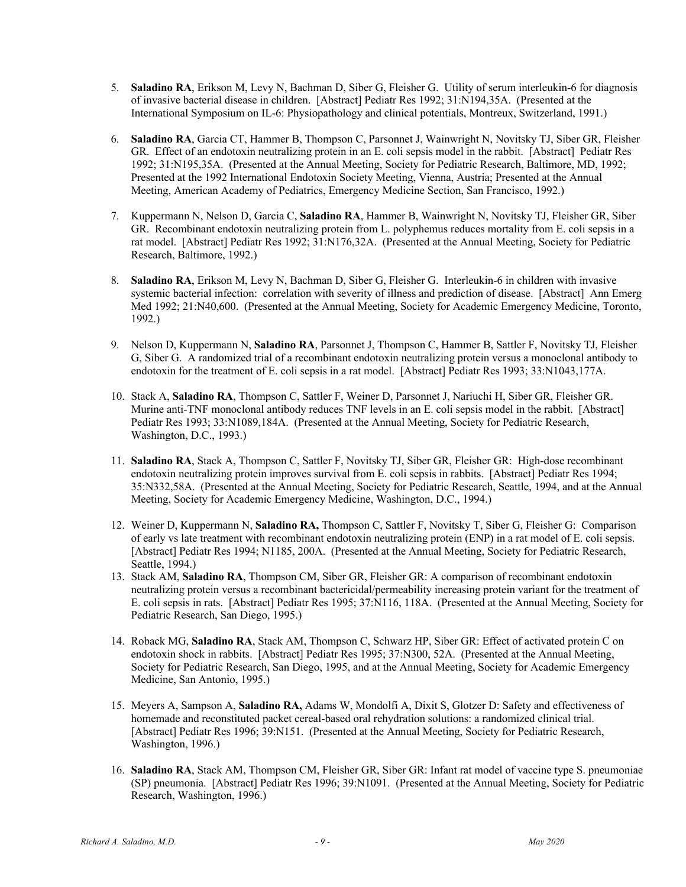5. **Saladino RA**, Erikson M, Levy N, Bachman D, Siber G, Fleisher G. Utility of serum interleukin-6 for diagnosis of invasive bacterial disease in children. [Abstract] Pediatr Res 1992; 31:N194,35A. (Presented at the International Symposium on IL-6: Physiopathology and clinical potentials, Montreux, Switzerland, 1991.)

6. **Saladino RA**, Garcia CT, Hammer B, Thompson C, Parsonnet J, Wainwright N, Novitsky TJ, Siber GR, Fleisher GR. Effect of an endotoxin neutralizing protein in an E. coli sepsis model in the rabbit. [Abstract] Pediatr Res 1992; 31:N195,35A. (Presented at the Annual Meeting, Society for Pediatric Research, Baltimore, MD, 1992; Presented at the 1992 International Endotoxin Society Meeting, Vienna, Austria; Presented at the Annual Meeting, American Academy of Pediatrics, Emergency Medicine Section, San Francisco, 1992.)

7. Kuppermann N, Nelson D, Garcia C, **Saladino RA**, Hammer B, Wainwright N, Novitsky TJ, Fleisher GR, Siber GR. Recombinant endotoxin neutralizing protein from L. polyphemus reduces mortality from E. coli sepsis in a rat model. [Abstract] Pediatr Res 1992; 31:N176,32A. (Presented at the Annual Meeting, Society for Pediatric Research, Baltimore, 1992.)

8. **Saladino RA**, Erikson M, Levy N, Bachman D, Siber G, Fleisher G. Interleukin-6 in children with invasive systemic bacterial infection: correlation with severity of illness and prediction of disease. [Abstract] Ann Emerg Med 1992; 21:N40,600. (Presented at the Annual Meeting, Society for Academic Emergency Medicine, Toronto, 1992.)

9. Nelson D, Kuppermann N, **Saladino RA**, Parsonnet J, Thompson C, Hammer B, Sattler F, Novitsky TJ, Fleisher G, Siber G. A randomized trial of a recombinant endotoxin neutralizing protein versus a monoclonal antibody to endotoxin for the treatment of E. coli sepsis in a rat model. [Abstract] Pediatr Res 1993; 33:N1043,177A.

10. Stack A, **Saladino RA**, Thompson C, Sattler F, Weiner D, Parsonnet J, Nariuchi H, Siber GR, Fleisher GR. Murine anti-TNF monoclonal antibody reduces TNF levels in an E. coli sepsis model in the rabbit. [Abstract] Pediatr Res 1993; 33:N1089,184A. (Presented at the Annual Meeting, Society for Pediatric Research, Washington, D.C., 1993.)

11. **Saladino RA**, Stack A, Thompson C, Sattler F, Novitsky TJ, Siber GR, Fleisher GR: High-dose recombinant endotoxin neutralizing protein improves survival from E. coli sepsis in rabbits. [Abstract] Pediatr Res 1994; 35:N332,58A. (Presented at the Annual Meeting, Society for Pediatric Research, Seattle, 1994, and at the Annual Meeting, Society for Academic Emergency Medicine, Washington, D.C., 1994.)

12. Weiner D, Kuppermann N, **Saladino RA,** Thompson C, Sattler F, Novitsky T, Siber G, Fleisher G: Comparison of early vs late treatment with recombinant endotoxin neutralizing protein (ENP) in a rat model of E. coli sepsis. [Abstract] Pediatr Res 1994; N1185, 200A. (Presented at the Annual Meeting, Society for Pediatric Research, Seattle, 1994.)

13. Stack AM, **Saladino RA**, Thompson CM, Siber GR, Fleisher GR: A comparison of recombinant endotoxin neutralizing protein versus a recombinant bactericidal/permeability increasing protein variant for the treatment of E. coli sepsis in rats. [Abstract] Pediatr Res 1995; 37:N116, 118A. (Presented at the Annual Meeting, Society for Pediatric Research, San Diego, 1995.)

14. Roback MG, **Saladino RA**, Stack AM, Thompson C, Schwarz HP, Siber GR: Effect of activated protein C on endotoxin shock in rabbits. [Abstract] Pediatr Res 1995; 37:N300, 52A. (Presented at the Annual Meeting, Society for Pediatric Research, San Diego, 1995, and at the Annual Meeting, Society for Academic Emergency Medicine, San Antonio, 1995.)

15. Meyers A, Sampson A, **Saladino RA,** Adams W, Mondolfi A, Dixit S, Glotzer D: Safety and effectiveness of homemade and reconstituted packet cereal-based oral rehydration solutions: a randomized clinical trial. [Abstract] Pediatr Res 1996; 39:N151. (Presented at the Annual Meeting, Society for Pediatric Research, Washington, 1996.)

16. **Saladino RA**, Stack AM, Thompson CM, Fleisher GR, Siber GR: Infant rat model of vaccine type S. pneumoniae (SP) pneumonia. [Abstract] Pediatr Res 1996; 39:N1091. (Presented at the Annual Meeting, Society for Pediatric Research, Washington, 1996.)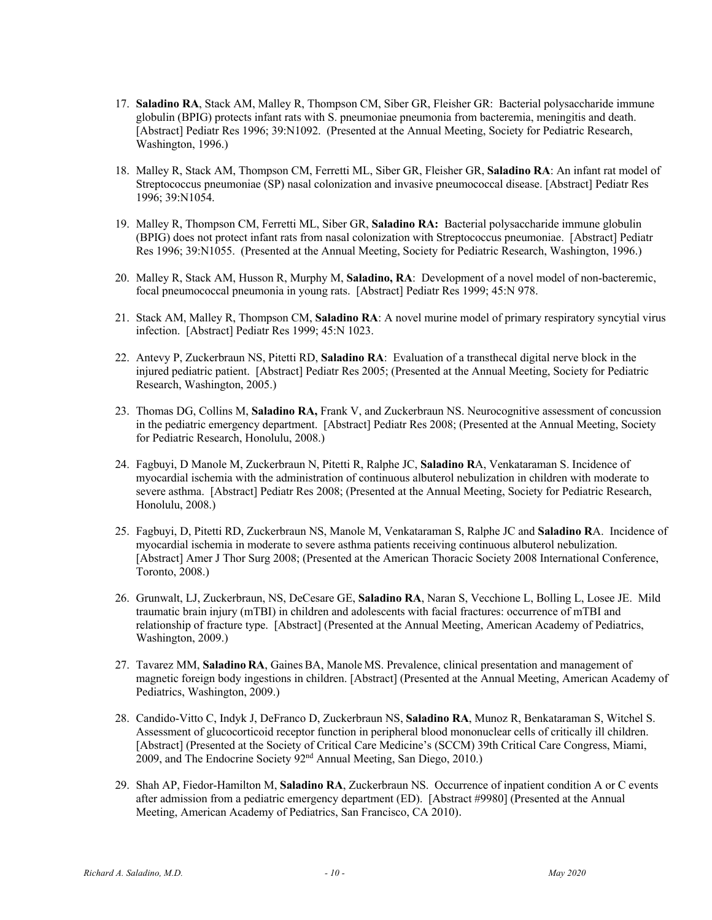17. **Saladino RA**, Stack AM, Malley R, Thompson CM, Siber GR, Fleisher GR: Bacterial polysaccharide immune globulin (BPIG) protects infant rats with S. pneumoniae pneumonia from bacteremia, meningitis and death. [Abstract] Pediatr Res 1996; 39:N1092. (Presented at the Annual Meeting, Society for Pediatric Research, Washington, 1996.)

18. Malley R, Stack AM, Thompson CM, Ferretti ML, Siber GR, Fleisher GR, **Saladino RA**: An infant rat model of Streptococcus pneumoniae (SP) nasal colonization and invasive pneumococcal disease. [Abstract] Pediatr Res 1996; 39:N1054.

19. Malley R, Thompson CM, Ferretti ML, Siber GR, **Saladino RA:** Bacterial polysaccharide immune globulin (BPIG) does not protect infant rats from nasal colonization with Streptococcus pneumoniae. [Abstract] Pediatr Res 1996; 39:N1055. (Presented at the Annual Meeting, Society for Pediatric Research, Washington, 1996.)

20. Malley R, Stack AM, Husson R, Murphy M, **Saladino, RA**: Development of a novel model of non-bacteremic, focal pneumococcal pneumonia in young rats. [Abstract] Pediatr Res 1999; 45:N 978.

21. Stack AM, Malley R, Thompson CM, **Saladino RA**: A novel murine model of primary respiratory syncytial virus infection. [Abstract] Pediatr Res 1999; 45:N 1023.

22. Antevy P, Zuckerbraun NS, Pitetti RD, **Saladino RA**: Evaluation of a transthecal digital nerve block in the injured pediatric patient. [Abstract] Pediatr Res 2005; (Presented at the Annual Meeting, Society for Pediatric Research, Washington, 2005.)

23. Thomas DG, Collins M, **Saladino RA,** Frank V, and Zuckerbraun NS. Neurocognitive assessment of concussion in the pediatric emergency department. [Abstract] Pediatr Res 2008; (Presented at the Annual Meeting, Society for Pediatric Research, Honolulu, 2008.)

24. Fagbuyi, D Manole M, Zuckerbraun N, Pitetti R, Ralphe JC, **Saladino R**A, Venkataraman S. Incidence of myocardial ischemia with the administration of continuous albuterol nebulization in children with moderate to severe asthma. [Abstract] Pediatr Res 2008; (Presented at the Annual Meeting, Society for Pediatric Research, Honolulu, 2008.)

25. Fagbuyi, D, Pitetti RD, Zuckerbraun NS, Manole M, Venkataraman S, Ralphe JC and **Saladino R**A. Incidence of myocardial ischemia in moderate to severe asthma patients receiving continuous albuterol nebulization. [Abstract] Amer J Thor Surg 2008; (Presented at the American Thoracic Society 2008 International Conference, Toronto, 2008.)

26. Grunwalt, LJ, Zuckerbraun, NS, DeCesare GE, **Saladino RA**, Naran S, Vecchione L, Bolling L, Losee JE. Mild traumatic brain injury (mTBI) in children and adolescents with facial fractures: occurrence of mTBI and relationship of fracture type. [Abstract] (Presented at the Annual Meeting, American Academy of Pediatrics, Washington, 2009.)

27. Tavarez MM, **Saladino RA**, Gaines BA, Manole MS. Prevalence, clinical presentation and management of magnetic foreign body ingestions in children. [Abstract] (Presented at the Annual Meeting, American Academy of Pediatrics, Washington, 2009.)

28. Candido-Vitto C, Indyk J, DeFranco D, Zuckerbraun NS, **Saladino RA**, Munoz R, Benkataraman S, Witchel S. Assessment of glucocorticoid receptor function in peripheral blood mononuclear cells of critically ill children. [Abstract] (Presented at the Society of Critical Care Medicine's (SCCM) 39th Critical Care Congress, Miami, 2009, and The Endocrine Society 92nd Annual Meeting, San Diego, 2010.)

29. Shah AP, Fiedor-Hamilton M, **Saladino RA**, Zuckerbraun NS. Occurrence of inpatient condition A or C events after admission from a pediatric emergency department (ED). [Abstract #9980] (Presented at the Annual Meeting, American Academy of Pediatrics, San Francisco, CA 2010).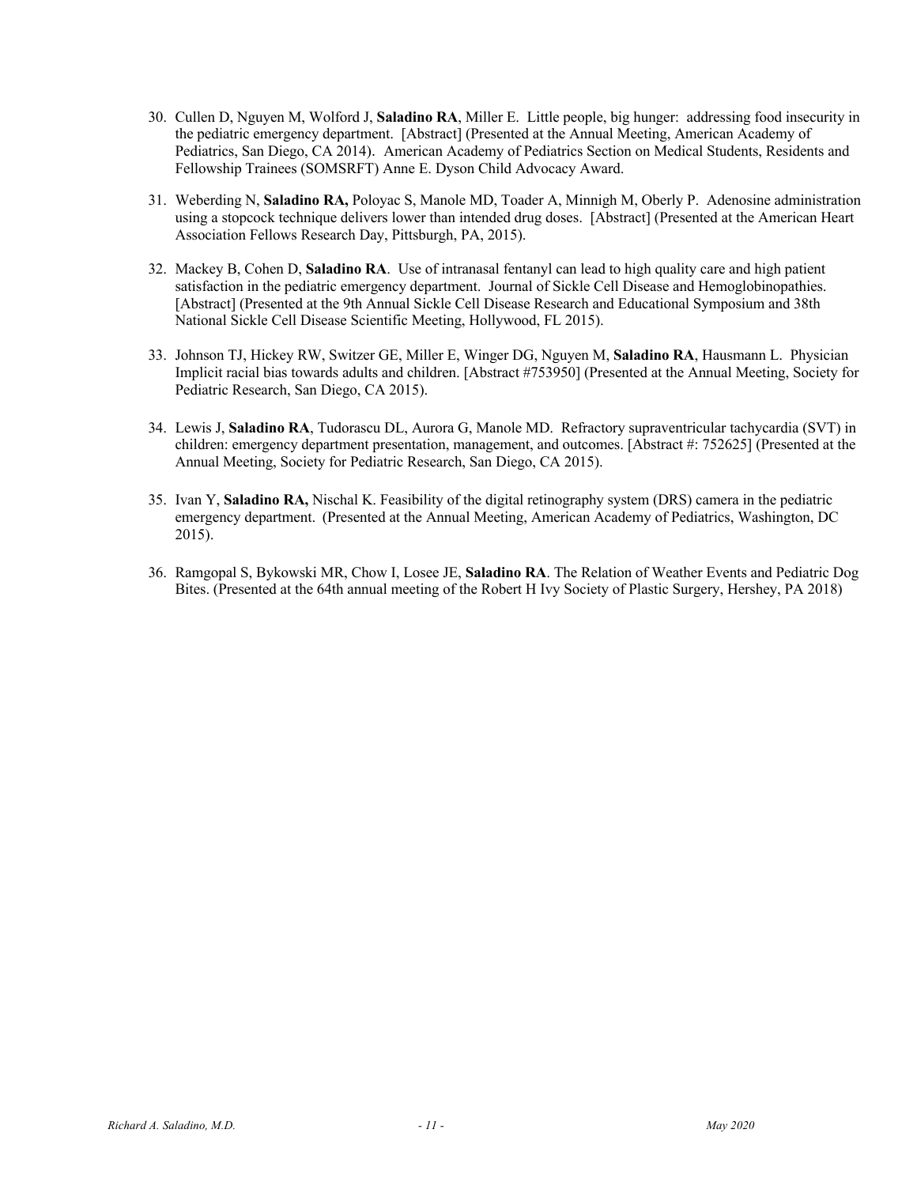30. Cullen D, Nguyen M, Wolford J, **Saladino RA**, Miller E. Little people, big hunger: addressing food insecurity in the pediatric emergency department. [Abstract] (Presented at the Annual Meeting, American Academy of Pediatrics, San Diego, CA 2014). American Academy of Pediatrics Section on Medical Students, Residents and Fellowship Trainees (SOMSRFT) Anne E. Dyson Child Advocacy Award.

31. Weberding N, **Saladino RA,** Poloyac S, Manole MD, Toader A, Minnigh M, Oberly P. Adenosine administration using a stopcock technique delivers lower than intended drug doses. [Abstract] (Presented at the American Heart Association Fellows Research Day, Pittsburgh, PA, 2015).

32. Mackey B, Cohen D, **Saladino RA**. Use of intranasal fentanyl can lead to high quality care and high patient satisfaction in the pediatric emergency department. Journal of Sickle Cell Disease and Hemoglobinopathies. [Abstract] (Presented at the 9th Annual Sickle Cell Disease Research and Educational Symposium and 38th National Sickle Cell Disease Scientific Meeting, Hollywood, FL 2015).

33. Johnson TJ, Hickey RW, Switzer GE, Miller E, Winger DG, Nguyen M, **Saladino RA**, Hausmann L. Physician Implicit racial bias towards adults and children. [Abstract #753950] (Presented at the Annual Meeting, Society for Pediatric Research, San Diego, CA 2015).

34. Lewis J, **Saladino RA**, Tudorascu DL, Aurora G, Manole MD. Refractory supraventricular tachycardia (SVT) in children: emergency department presentation, management, and outcomes. [Abstract #: 752625] (Presented at the Annual Meeting, Society for Pediatric Research, San Diego, CA 2015).

35. Ivan Y, **Saladino RA,** Nischal K. Feasibility of the digital retinography system (DRS) camera in the pediatric emergency department. (Presented at the Annual Meeting, American Academy of Pediatrics, Washington, DC 2015).

36. Ramgopal S, Bykowski MR, Chow I, Losee JE, **Saladino RA**. The Relation of Weather Events and Pediatric Dog Bites. (Presented at the 64th annual meeting of the Robert H Ivy Society of Plastic Surgery, Hershey, PA 2018)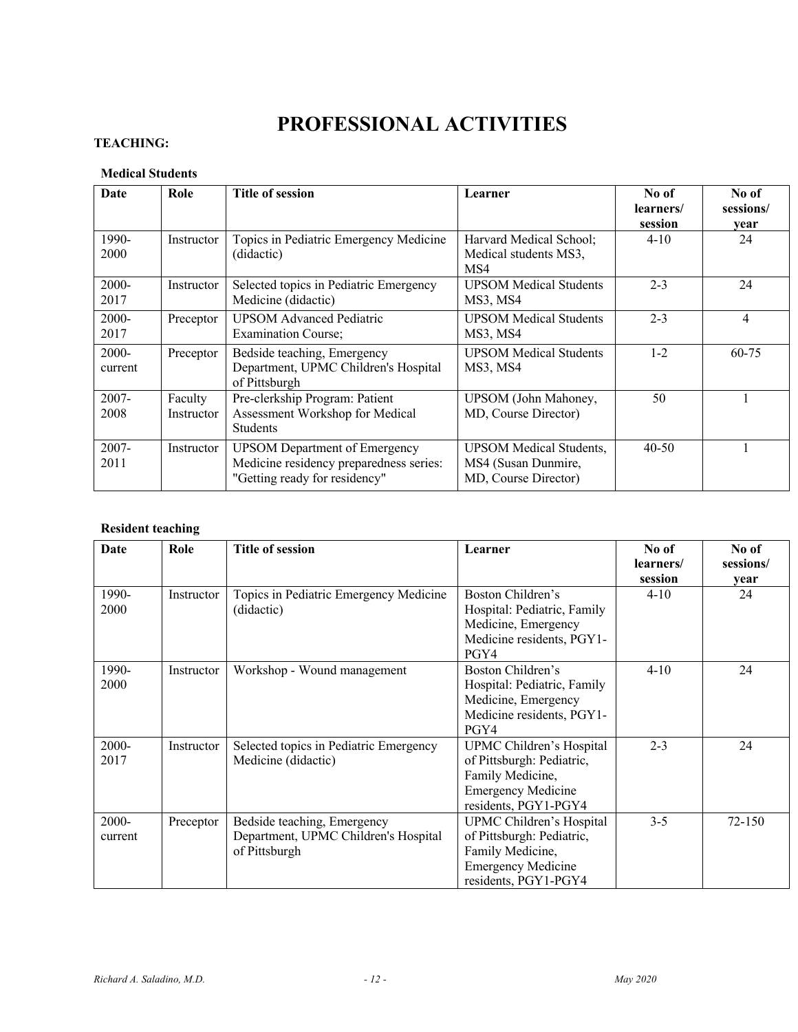# PROFESSIONAL ACTIVITIES

**TEACHING:**

**Medical Students**

| Date | Role | Title of session | Learner | No of learners/ session | No of sessions/ year |
|---|---|---|---|---|---|
| 1990-2000 | Instructor | Topics in Pediatric Emergency Medicine (didactic) | Harvard Medical School; Medical students MS3, MS4 | 4-10 | 24 |
| 2000-2017 | Instructor | Selected topics in Pediatric Emergency Medicine (didactic) | UPSOM Medical Students MS3, MS4 | 2-3 | 24 |
| 2000-2017 | Preceptor | UPSOM Advanced Pediatric Examination Course; | UPSOM Medical Students MS3, MS4 | 2-3 | 4 |
| 2000-current | Preceptor | Bedside teaching, Emergency Department, UPMC Children's Hospital of Pittsburgh | UPSOM Medical Students MS3, MS4 | 1-2 | 60-75 |
| 2007-2008 | Faculty Instructor | Pre-clerkship Program: Patient Assessment Workshop for Medical Students | UPSOM (John Mahoney, MD, Course Director) | 50 | 1 |
| 2007-2011 | Instructor | UPSOM Department of Emergency Medicine residency preparedness series: "Getting ready for residency" | UPSOM Medical Students, MS4 (Susan Dunmire, MD, Course Director) | 40-50 | 1 |

**Resident teaching**

| Date | Role | Title of session | Learner | No of learners/ session | No of sessions/ year |
|---|---|---|---|---|---|
| 1990-2000 | Instructor | Topics in Pediatric Emergency Medicine (didactic) | Boston Children's Hospital: Pediatric, Family Medicine, Emergency Medicine residents, PGY1-PGY4 | 4-10 | 24 |
| 1990-2000 | Instructor | Workshop - Wound management | Boston Children's Hospital: Pediatric, Family Medicine, Emergency Medicine residents, PGY1-PGY4 | 4-10 | 24 |
| 2000-2017 | Instructor | Selected topics in Pediatric Emergency Medicine (didactic) | UPMC Children's Hospital of Pittsburgh: Pediatric, Family Medicine, Emergency Medicine residents, PGY1-PGY4 | 2-3 | 24 |
| 2000-current | Preceptor | Bedside teaching, Emergency Department, UPMC Children's Hospital of Pittsburgh | UPMC Children's Hospital of Pittsburgh: Pediatric, Family Medicine, Emergency Medicine residents, PGY1-PGY4 | 3-5 | 72-150 |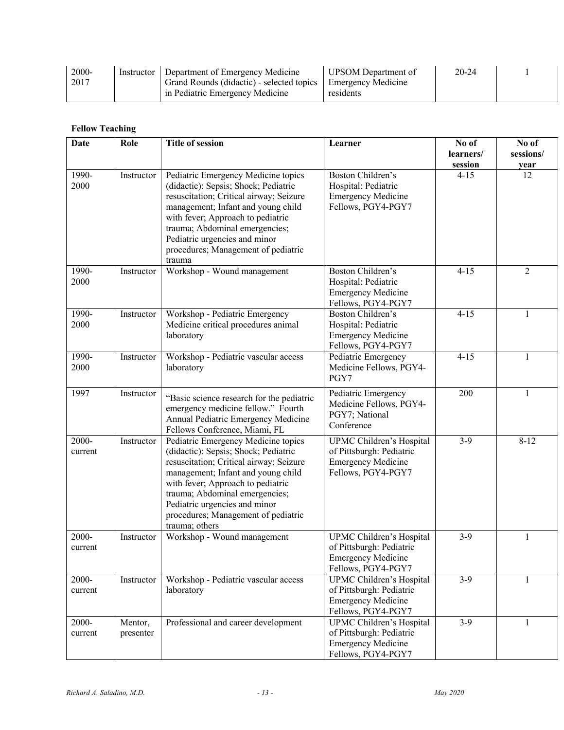| 2000-2017 | Instructor | Department of Emergency Medicine Grand Rounds (didactic) - selected topics in Pediatric Emergency Medicine | UPSOM Department of Emergency Medicine residents | 20-24 | 1 |
|---|---|---|---|---|---|

**Fellow Teaching**

| Date | Role | Title of session | Learner | No of learners/ session | No of sessions/ year |
|---|---|---|---|---|---|
| 1990-2000 | Instructor | Pediatric Emergency Medicine topics (didactic): Sepsis; Shock; Pediatric resuscitation; Critical airway; Seizure management; Infant and young child with fever; Approach to pediatric trauma; Abdominal emergencies; Pediatric urgencies and minor procedures; Management of pediatric trauma | Boston Children's Hospital: Pediatric Emergency Medicine Fellows, PGY4-PGY7 | 4-15 | 12 |
| 1990-2000 | Instructor | Workshop - Wound management | Boston Children's Hospital: Pediatric Emergency Medicine Fellows, PGY4-PGY7 | 4-15 | 2 |
| 1990-2000 | Instructor | Workshop - Pediatric Emergency Medicine critical procedures animal laboratory | Boston Children's Hospital: Pediatric Emergency Medicine Fellows, PGY4-PGY7 | 4-15 | 1 |
| 1990-2000 | Instructor | Workshop - Pediatric vascular access laboratory | Pediatric Emergency Medicine Fellows, PGY4-PGY7 | 4-15 | 1 |
| 1997 | Instructor | "Basic science research for the pediatric emergency medicine fellow." Fourth Annual Pediatric Emergency Medicine Fellows Conference, Miami, FL | Pediatric Emergency Medicine Fellows, PGY4-PGY7; National Conference | 200 | 1 |
| 2000-current | Instructor | Pediatric Emergency Medicine topics (didactic): Sepsis; Shock; Pediatric resuscitation; Critical airway; Seizure management; Infant and young child with fever; Approach to pediatric trauma; Abdominal emergencies; Pediatric urgencies and minor procedures; Management of pediatric trauma; others | UPMC Children's Hospital of Pittsburgh: Pediatric Emergency Medicine Fellows, PGY4-PGY7 | 3-9 | 8-12 |
| 2000-current | Instructor | Workshop - Wound management | UPMC Children's Hospital of Pittsburgh: Pediatric Emergency Medicine Fellows, PGY4-PGY7 | 3-9 | 1 |
| 2000-current | Instructor | Workshop - Pediatric vascular access laboratory | UPMC Children's Hospital of Pittsburgh: Pediatric Emergency Medicine Fellows, PGY4-PGY7 | 3-9 | 1 |
| 2000-current | Mentor, presenter | Professional and career development | UPMC Children's Hospital of Pittsburgh: Pediatric Emergency Medicine Fellows, PGY4-PGY7 | 3-9 | 1 |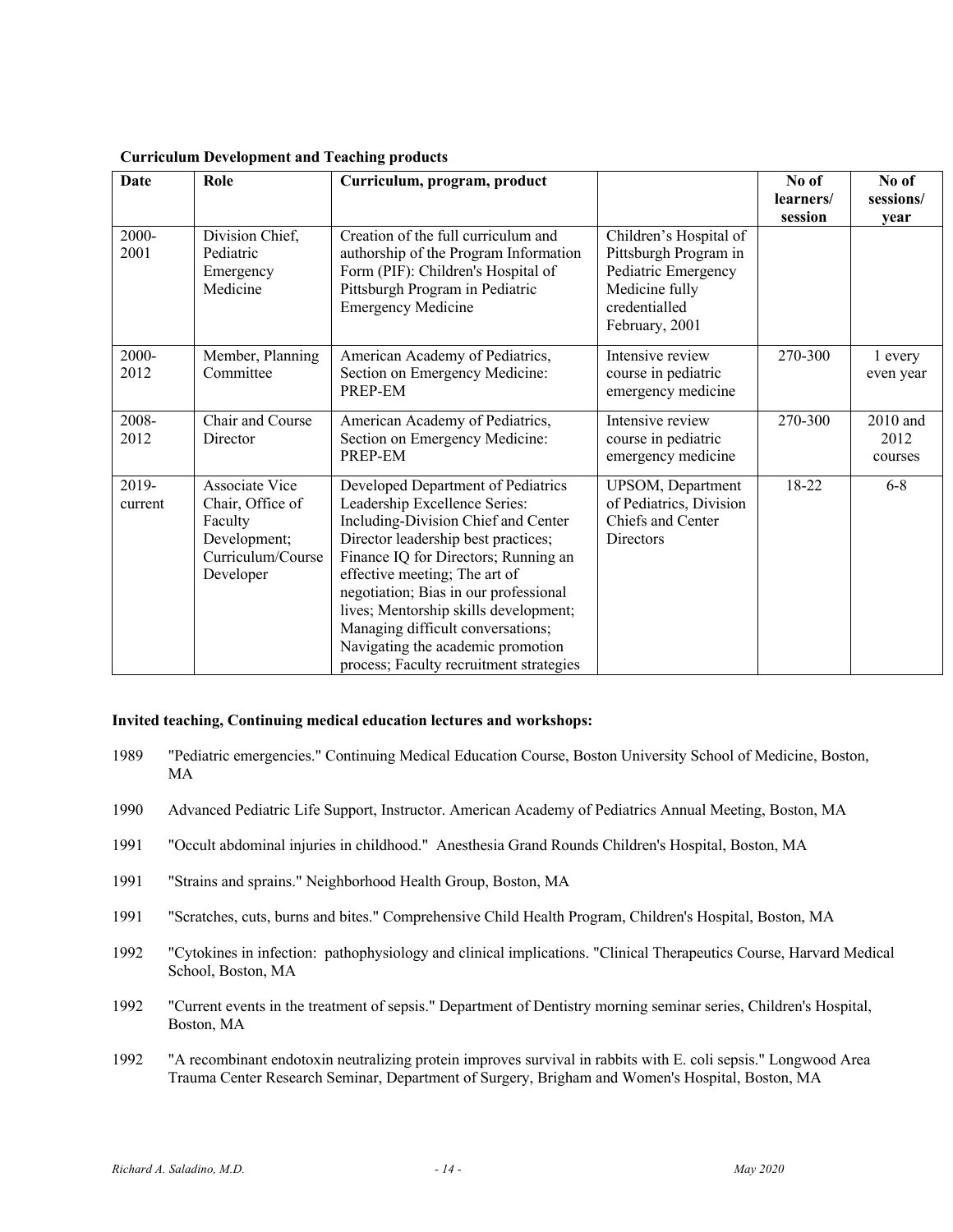**Curriculum Development and Teaching products**

| Date | Role | Curriculum, program, product | | No of learners/ session | No of sessions/ year |
|---|---|---|---|---|---|
| 2000-2001 | Division Chief, Pediatric Emergency Medicine | Creation of the full curriculum and authorship of the Program Information Form (PIF): Children's Hospital of Pittsburgh Program in Pediatric Emergency Medicine | Children's Hospital of Pittsburgh Program in Pediatric Emergency Medicine fully credentialled February, 2001 | | |
| 2000-2012 | Member, Planning Committee | American Academy of Pediatrics, Section on Emergency Medicine: PREP-EM | Intensive review course in pediatric emergency medicine | 270-300 | 1 every even year |
| 2008-2012 | Chair and Course Director | American Academy of Pediatrics, Section on Emergency Medicine: PREP-EM | Intensive review course in pediatric emergency medicine | 270-300 | 2010 and 2012 courses |
| 2019-current | Associate Vice Chair, Office of Faculty Development; Curriculum/Course Developer | Developed Department of Pediatrics Leadership Excellence Series: Including-Division Chief and Center Director leadership best practices; Finance IQ for Directors; Running an effective meeting; The art of negotiation; Bias in our professional lives; Mentorship skills development; Managing difficult conversations; Navigating the academic promotion process; Faculty recruitment strategies | UPSOM, Department of Pediatrics, Division Chiefs and Center Directors | 18-22 | 6-8 |

**Invited teaching, Continuing medical education lectures and workshops:**

1989 "Pediatric emergencies." Continuing Medical Education Course, Boston University School of Medicine, Boston, MA

1990 Advanced Pediatric Life Support, Instructor. American Academy of Pediatrics Annual Meeting, Boston, MA

1991 "Occult abdominal injuries in childhood." Anesthesia Grand Rounds Children's Hospital, Boston, MA

1991 "Strains and sprains." Neighborhood Health Group, Boston, MA

1991 "Scratches, cuts, burns and bites." Comprehensive Child Health Program, Children's Hospital, Boston, MA

1992 "Cytokines in infection: pathophysiology and clinical implications. "Clinical Therapeutics Course, Harvard Medical School, Boston, MA

1992 "Current events in the treatment of sepsis." Department of Dentistry morning seminar series, Children's Hospital, Boston, MA

1992 "A recombinant endotoxin neutralizing protein improves survival in rabbits with E. coli sepsis." Longwood Area Trauma Center Research Seminar, Department of Surgery, Brigham and Women's Hospital, Boston, MA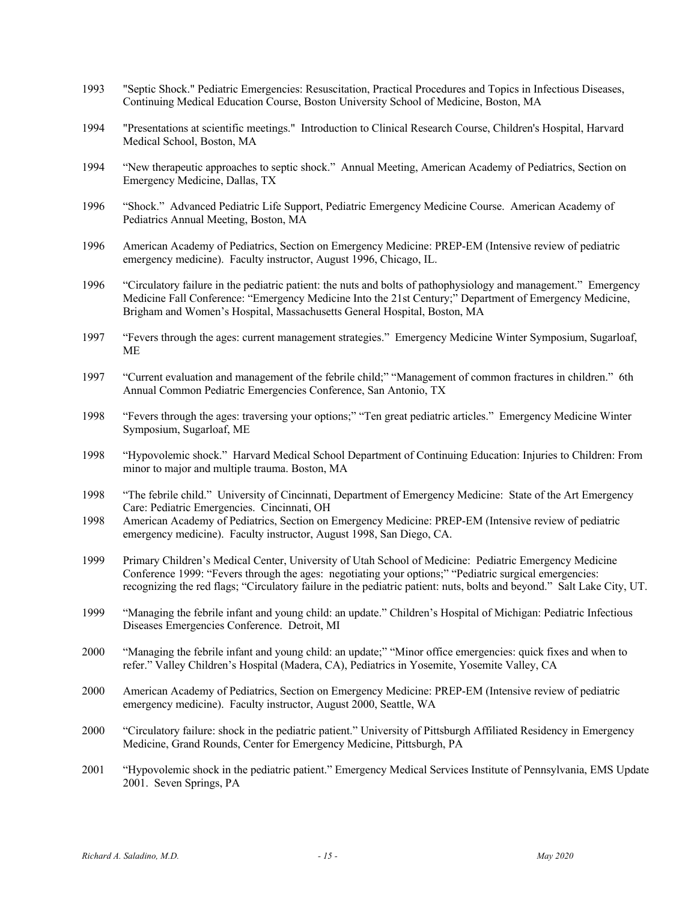1993 "Septic Shock." Pediatric Emergencies: Resuscitation, Practical Procedures and Topics in Infectious Diseases, Continuing Medical Education Course, Boston University School of Medicine, Boston, MA

1994 "Presentations at scientific meetings." Introduction to Clinical Research Course, Children's Hospital, Harvard Medical School, Boston, MA

1994 "New therapeutic approaches to septic shock." Annual Meeting, American Academy of Pediatrics, Section on Emergency Medicine, Dallas, TX

1996 "Shock." Advanced Pediatric Life Support, Pediatric Emergency Medicine Course. American Academy of Pediatrics Annual Meeting, Boston, MA

1996 American Academy of Pediatrics, Section on Emergency Medicine: PREP-EM (Intensive review of pediatric emergency medicine). Faculty instructor, August 1996, Chicago, IL.

1996 "Circulatory failure in the pediatric patient: the nuts and bolts of pathophysiology and management." Emergency Medicine Fall Conference: "Emergency Medicine Into the 21st Century;" Department of Emergency Medicine, Brigham and Women's Hospital, Massachusetts General Hospital, Boston, MA

1997 "Fevers through the ages: current management strategies." Emergency Medicine Winter Symposium, Sugarloaf, ME

1997 "Current evaluation and management of the febrile child;" "Management of common fractures in children." 6th Annual Common Pediatric Emergencies Conference, San Antonio, TX

1998 "Fevers through the ages: traversing your options;" "Ten great pediatric articles." Emergency Medicine Winter Symposium, Sugarloaf, ME

1998 "Hypovolemic shock." Harvard Medical School Department of Continuing Education: Injuries to Children: From minor to major and multiple trauma. Boston, MA

1998 "The febrile child." University of Cincinnati, Department of Emergency Medicine: State of the Art Emergency Care: Pediatric Emergencies. Cincinnati, OH

1998 American Academy of Pediatrics, Section on Emergency Medicine: PREP-EM (Intensive review of pediatric emergency medicine). Faculty instructor, August 1998, San Diego, CA.

1999 Primary Children's Medical Center, University of Utah School of Medicine: Pediatric Emergency Medicine Conference 1999: "Fevers through the ages: negotiating your options;" "Pediatric surgical emergencies: recognizing the red flags; "Circulatory failure in the pediatric patient: nuts, bolts and beyond." Salt Lake City, UT.

1999 "Managing the febrile infant and young child: an update." Children's Hospital of Michigan: Pediatric Infectious Diseases Emergencies Conference. Detroit, MI

2000 "Managing the febrile infant and young child: an update;" "Minor office emergencies: quick fixes and when to refer." Valley Children's Hospital (Madera, CA), Pediatrics in Yosemite, Yosemite Valley, CA

2000 American Academy of Pediatrics, Section on Emergency Medicine: PREP-EM (Intensive review of pediatric emergency medicine). Faculty instructor, August 2000, Seattle, WA

2000 "Circulatory failure: shock in the pediatric patient." University of Pittsburgh Affiliated Residency in Emergency Medicine, Grand Rounds, Center for Emergency Medicine, Pittsburgh, PA

2001 "Hypovolemic shock in the pediatric patient." Emergency Medical Services Institute of Pennsylvania, EMS Update 2001. Seven Springs, PA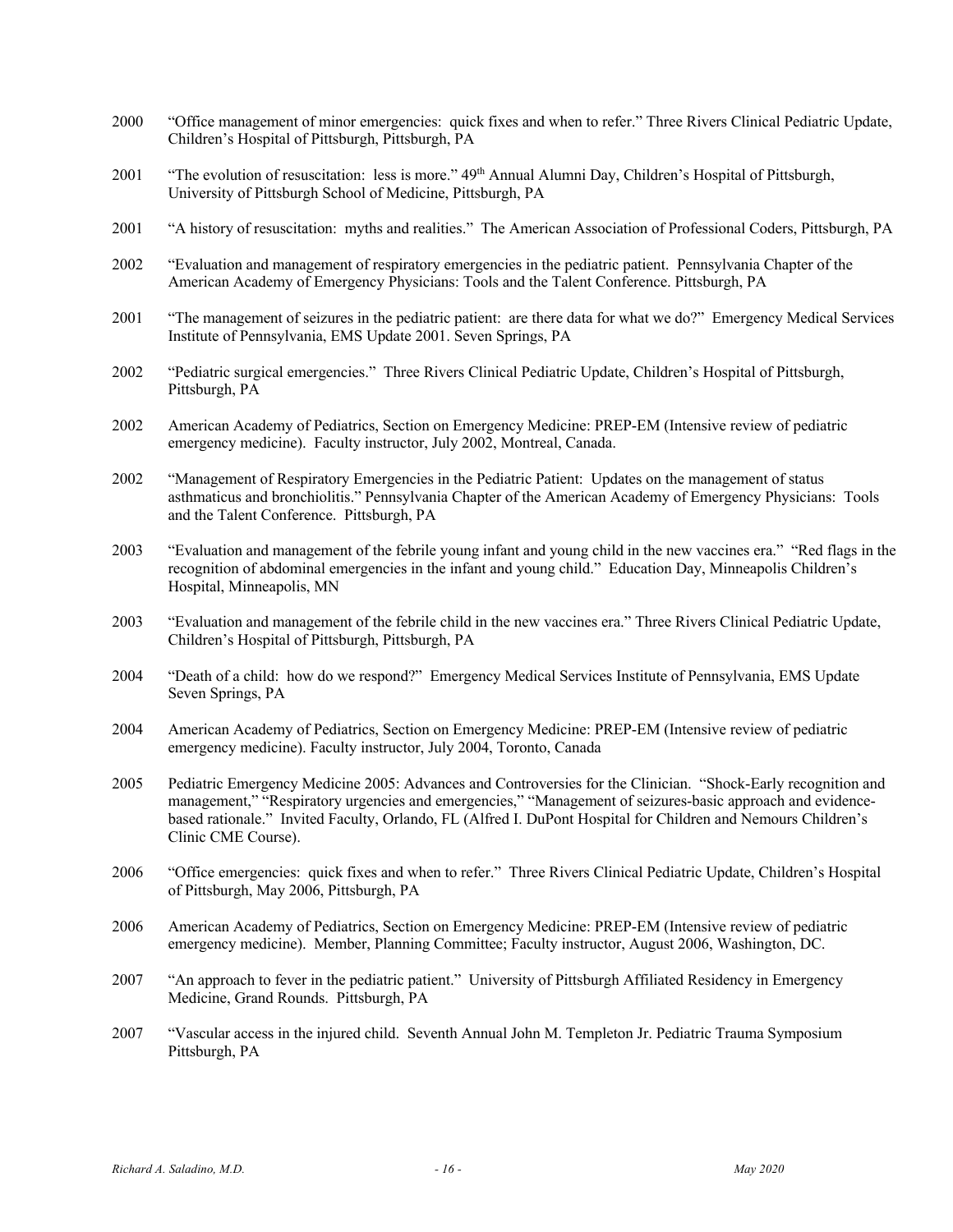2000 "Office management of minor emergencies: quick fixes and when to refer." Three Rivers Clinical Pediatric Update, Children's Hospital of Pittsburgh, Pittsburgh, PA

2001 "The evolution of resuscitation: less is more." 49th Annual Alumni Day, Children's Hospital of Pittsburgh, University of Pittsburgh School of Medicine, Pittsburgh, PA

2001 "A history of resuscitation: myths and realities." The American Association of Professional Coders, Pittsburgh, PA

2002 "Evaluation and management of respiratory emergencies in the pediatric patient. Pennsylvania Chapter of the American Academy of Emergency Physicians: Tools and the Talent Conference. Pittsburgh, PA

2001 "The management of seizures in the pediatric patient: are there data for what we do?" Emergency Medical Services Institute of Pennsylvania, EMS Update 2001. Seven Springs, PA

2002 "Pediatric surgical emergencies." Three Rivers Clinical Pediatric Update, Children's Hospital of Pittsburgh, Pittsburgh, PA

2002 American Academy of Pediatrics, Section on Emergency Medicine: PREP-EM (Intensive review of pediatric emergency medicine). Faculty instructor, July 2002, Montreal, Canada.

2002 "Management of Respiratory Emergencies in the Pediatric Patient: Updates on the management of status asthmaticus and bronchiolitis." Pennsylvania Chapter of the American Academy of Emergency Physicians: Tools and the Talent Conference. Pittsburgh, PA

2003 "Evaluation and management of the febrile young infant and young child in the new vaccines era." "Red flags in the recognition of abdominal emergencies in the infant and young child." Education Day, Minneapolis Children's Hospital, Minneapolis, MN

2003 "Evaluation and management of the febrile child in the new vaccines era." Three Rivers Clinical Pediatric Update, Children's Hospital of Pittsburgh, Pittsburgh, PA

2004 "Death of a child: how do we respond?" Emergency Medical Services Institute of Pennsylvania, EMS Update Seven Springs, PA

2004 American Academy of Pediatrics, Section on Emergency Medicine: PREP-EM (Intensive review of pediatric emergency medicine). Faculty instructor, July 2004, Toronto, Canada

2005 Pediatric Emergency Medicine 2005: Advances and Controversies for the Clinician. "Shock-Early recognition and management," "Respiratory urgencies and emergencies," "Management of seizures-basic approach and evidence-based rationale." Invited Faculty, Orlando, FL (Alfred I. DuPont Hospital for Children and Nemours Children's Clinic CME Course).

2006 "Office emergencies: quick fixes and when to refer." Three Rivers Clinical Pediatric Update, Children's Hospital of Pittsburgh, May 2006, Pittsburgh, PA

2006 American Academy of Pediatrics, Section on Emergency Medicine: PREP-EM (Intensive review of pediatric emergency medicine). Member, Planning Committee; Faculty instructor, August 2006, Washington, DC.

2007 "An approach to fever in the pediatric patient." University of Pittsburgh Affiliated Residency in Emergency Medicine, Grand Rounds. Pittsburgh, PA

2007 "Vascular access in the injured child. Seventh Annual John M. Templeton Jr. Pediatric Trauma Symposium Pittsburgh, PA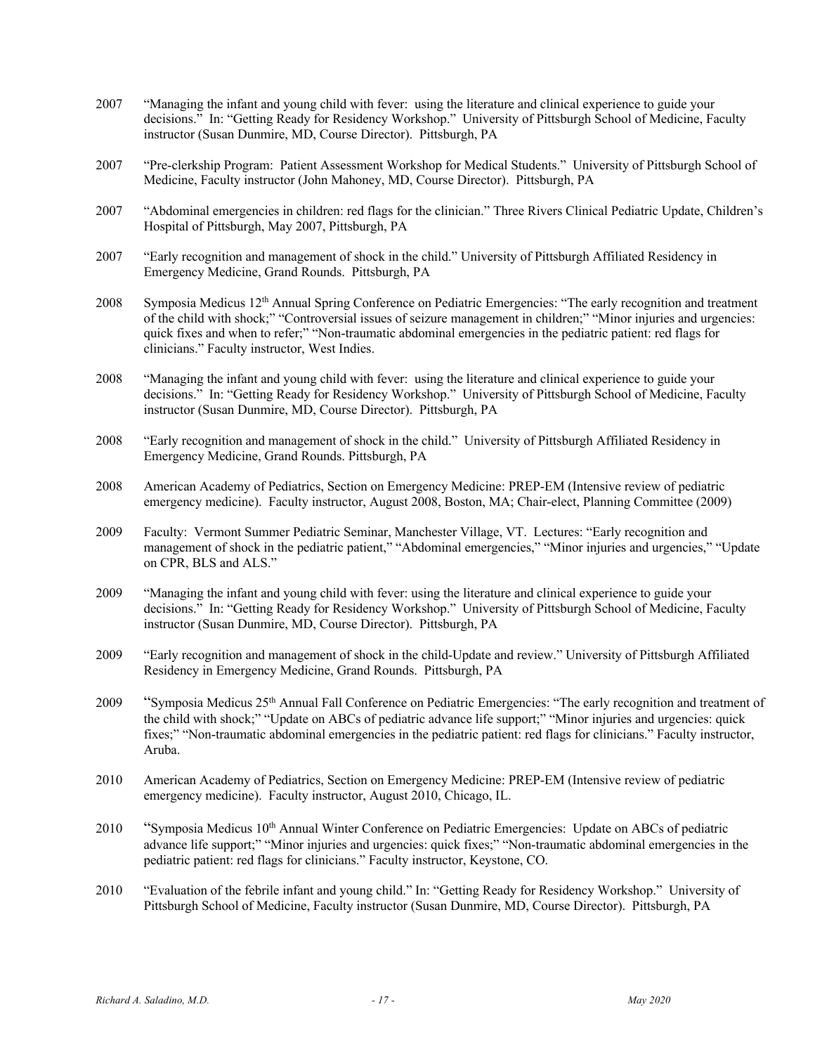2007 "Managing the infant and young child with fever: using the literature and clinical experience to guide your decisions." In: "Getting Ready for Residency Workshop." University of Pittsburgh School of Medicine, Faculty instructor (Susan Dunmire, MD, Course Director). Pittsburgh, PA

2007 "Pre-clerkship Program: Patient Assessment Workshop for Medical Students." University of Pittsburgh School of Medicine, Faculty instructor (John Mahoney, MD, Course Director). Pittsburgh, PA

2007 "Abdominal emergencies in children: red flags for the clinician." Three Rivers Clinical Pediatric Update, Children's Hospital of Pittsburgh, May 2007, Pittsburgh, PA

2007 "Early recognition and management of shock in the child." University of Pittsburgh Affiliated Residency in Emergency Medicine, Grand Rounds. Pittsburgh, PA

2008 Symposia Medicus 12th Annual Spring Conference on Pediatric Emergencies: "The early recognition and treatment of the child with shock;" "Controversial issues of seizure management in children;" "Minor injuries and urgencies: quick fixes and when to refer;" "Non-traumatic abdominal emergencies in the pediatric patient: red flags for clinicians." Faculty instructor, West Indies.

2008 "Managing the infant and young child with fever: using the literature and clinical experience to guide your decisions." In: "Getting Ready for Residency Workshop." University of Pittsburgh School of Medicine, Faculty instructor (Susan Dunmire, MD, Course Director). Pittsburgh, PA

2008 "Early recognition and management of shock in the child." University of Pittsburgh Affiliated Residency in Emergency Medicine, Grand Rounds. Pittsburgh, PA

2008 American Academy of Pediatrics, Section on Emergency Medicine: PREP-EM (Intensive review of pediatric emergency medicine). Faculty instructor, August 2008, Boston, MA; Chair-elect, Planning Committee (2009)

2009 Faculty: Vermont Summer Pediatric Seminar, Manchester Village, VT. Lectures: "Early recognition and management of shock in the pediatric patient," "Abdominal emergencies," "Minor injuries and urgencies," "Update on CPR, BLS and ALS."

2009 "Managing the infant and young child with fever: using the literature and clinical experience to guide your decisions." In: "Getting Ready for Residency Workshop." University of Pittsburgh School of Medicine, Faculty instructor (Susan Dunmire, MD, Course Director). Pittsburgh, PA

2009 "Early recognition and management of shock in the child-Update and review." University of Pittsburgh Affiliated Residency in Emergency Medicine, Grand Rounds. Pittsburgh, PA

2009 "Symposia Medicus 25th Annual Fall Conference on Pediatric Emergencies: "The early recognition and treatment of the child with shock;" "Update on ABCs of pediatric advance life support;" "Minor injuries and urgencies: quick fixes;" "Non-traumatic abdominal emergencies in the pediatric patient: red flags for clinicians." Faculty instructor, Aruba.

2010 American Academy of Pediatrics, Section on Emergency Medicine: PREP-EM (Intensive review of pediatric emergency medicine). Faculty instructor, August 2010, Chicago, IL.

2010 "Symposia Medicus 10th Annual Winter Conference on Pediatric Emergencies: Update on ABCs of pediatric advance life support;" "Minor injuries and urgencies: quick fixes;" "Non-traumatic abdominal emergencies in the pediatric patient: red flags for clinicians." Faculty instructor, Keystone, CO.

2010 "Evaluation of the febrile infant and young child." In: "Getting Ready for Residency Workshop." University of Pittsburgh School of Medicine, Faculty instructor (Susan Dunmire, MD, Course Director). Pittsburgh, PA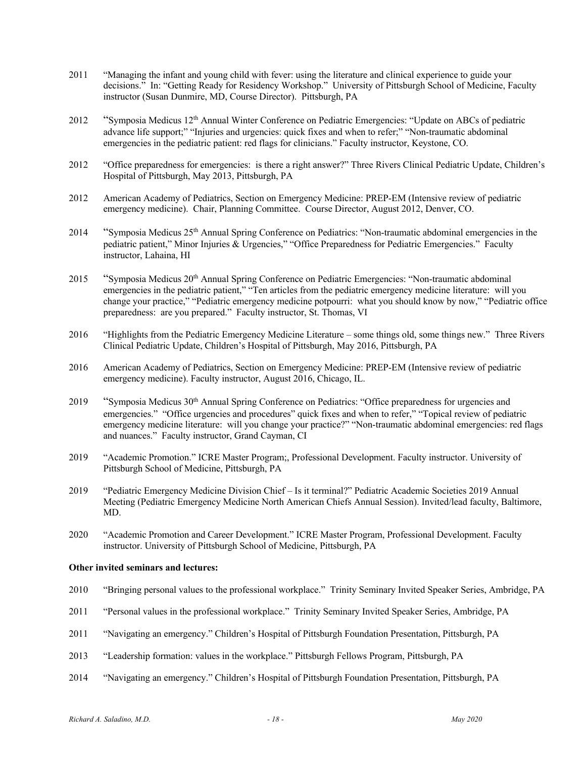2011 "Managing the infant and young child with fever: using the literature and clinical experience to guide your decisions." In: "Getting Ready for Residency Workshop." University of Pittsburgh School of Medicine, Faculty instructor (Susan Dunmire, MD, Course Director). Pittsburgh, PA

2012 "Symposia Medicus 12th Annual Winter Conference on Pediatric Emergencies: "Update on ABCs of pediatric advance life support;" "Injuries and urgencies: quick fixes and when to refer;" "Non-traumatic abdominal emergencies in the pediatric patient: red flags for clinicians." Faculty instructor, Keystone, CO.

2012 "Office preparedness for emergencies: is there a right answer?" Three Rivers Clinical Pediatric Update, Children's Hospital of Pittsburgh, May 2013, Pittsburgh, PA

2012 American Academy of Pediatrics, Section on Emergency Medicine: PREP-EM (Intensive review of pediatric emergency medicine). Chair, Planning Committee. Course Director, August 2012, Denver, CO.

2014 "Symposia Medicus 25th Annual Spring Conference on Pediatrics: "Non-traumatic abdominal emergencies in the pediatric patient," Minor Injuries & Urgencies," "Office Preparedness for Pediatric Emergencies." Faculty instructor, Lahaina, HI

2015 "Symposia Medicus 20th Annual Spring Conference on Pediatric Emergencies: "Non-traumatic abdominal emergencies in the pediatric patient," "Ten articles from the pediatric emergency medicine literature: will you change your practice," "Pediatric emergency medicine potpourri: what you should know by now," "Pediatric office preparedness: are you prepared." Faculty instructor, St. Thomas, VI

2016 "Highlights from the Pediatric Emergency Medicine Literature – some things old, some things new." Three Rivers Clinical Pediatric Update, Children's Hospital of Pittsburgh, May 2016, Pittsburgh, PA

2016 American Academy of Pediatrics, Section on Emergency Medicine: PREP-EM (Intensive review of pediatric emergency medicine). Faculty instructor, August 2016, Chicago, IL.

2019 "Symposia Medicus 30th Annual Spring Conference on Pediatrics: "Office preparedness for urgencies and emergencies." "Office urgencies and procedures" quick fixes and when to refer," "Topical review of pediatric emergency medicine literature: will you change your practice?" "Non-traumatic abdominal emergencies: red flags and nuances." Faculty instructor, Grand Cayman, CI

2019 "Academic Promotion." ICRE Master Program;, Professional Development. Faculty instructor. University of Pittsburgh School of Medicine, Pittsburgh, PA

2019 "Pediatric Emergency Medicine Division Chief – Is it terminal?" Pediatric Academic Societies 2019 Annual Meeting (Pediatric Emergency Medicine North American Chiefs Annual Session). Invited/lead faculty, Baltimore, MD.

2020 "Academic Promotion and Career Development." ICRE Master Program, Professional Development. Faculty instructor. University of Pittsburgh School of Medicine, Pittsburgh, PA

**Other invited seminars and lectures:**

2010 "Bringing personal values to the professional workplace." Trinity Seminary Invited Speaker Series, Ambridge, PA

2011 "Personal values in the professional workplace." Trinity Seminary Invited Speaker Series, Ambridge, PA

2011 "Navigating an emergency." Children's Hospital of Pittsburgh Foundation Presentation, Pittsburgh, PA

2013 "Leadership formation: values in the workplace." Pittsburgh Fellows Program, Pittsburgh, PA

2014 "Navigating an emergency." Children's Hospital of Pittsburgh Foundation Presentation, Pittsburgh, PA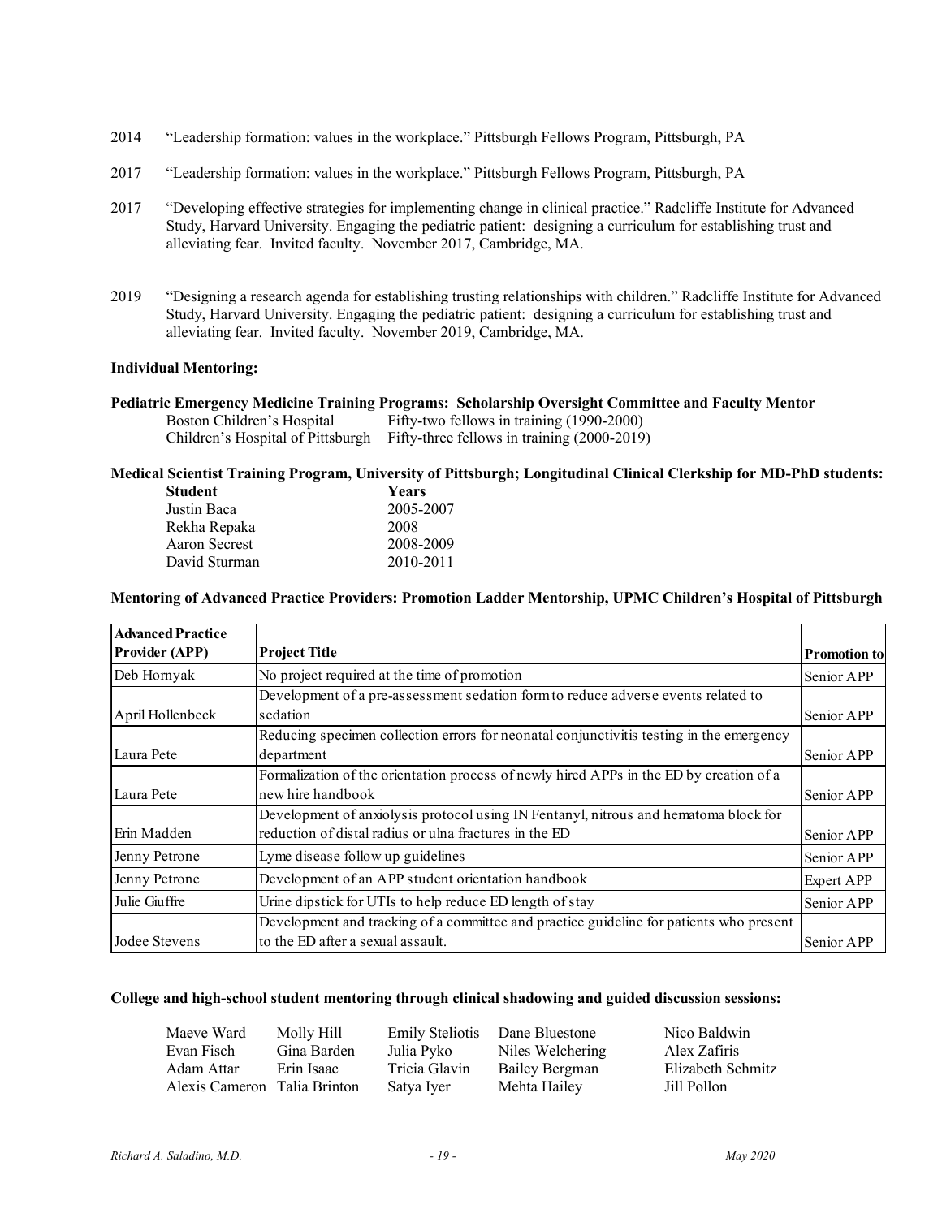2014 "Leadership formation: values in the workplace." Pittsburgh Fellows Program, Pittsburgh, PA

2017 "Leadership formation: values in the workplace." Pittsburgh Fellows Program, Pittsburgh, PA

2017 "Developing effective strategies for implementing change in clinical practice." Radcliffe Institute for Advanced Study, Harvard University. Engaging the pediatric patient: designing a curriculum for establishing trust and alleviating fear. Invited faculty. November 2017, Cambridge, MA.

2019 "Designing a research agenda for establishing trusting relationships with children." Radcliffe Institute for Advanced Study, Harvard University. Engaging the pediatric patient: designing a curriculum for establishing trust and alleviating fear. Invited faculty. November 2019, Cambridge, MA.

**Individual Mentoring:**

**Pediatric Emergency Medicine Training Programs: Scholarship Oversight Committee and Faculty Mentor**

Boston Children's Hospital — Fifty-two fellows in training (1990-2000)
Children's Hospital of Pittsburgh — Fifty-three fellows in training (2000-2019)

**Medical Scientist Training Program, University of Pittsburgh; Longitudinal Clinical Clerkship for MD-PhD students:**

| Student | Years |
|---|---|
| Justin Baca | 2005-2007 |
| Rekha Repaka | 2008 |
| Aaron Secrest | 2008-2009 |
| David Sturman | 2010-2011 |

**Mentoring of Advanced Practice Providers: Promotion Ladder Mentorship, UPMC Children's Hospital of Pittsburgh**

| Advanced Practice Provider (APP) | Project Title | Promotion to |
|---|---|---|
| Deb Hornyak | No project required at the time of promotion | Senior APP |
| April Hollenbeck | Development of a pre-assessment sedation form to reduce adverse events related to sedation | Senior APP |
| Laura Pete | Reducing specimen collection errors for neonatal conjunctivitis testing in the emergency department | Senior APP |
| Laura Pete | Formalization of the orientation process of newly hired APPs in the ED by creation of a new hire handbook | Senior APP |
| Erin Madden | Development of anxiolysis protocol using IN Fentanyl, nitrous and hematoma block for reduction of distal radius or ulna fractures in the ED | Senior APP |
| Jenny Petrone | Lyme disease follow up guidelines | Senior APP |
| Jenny Petrone | Development of an APP student orientation handbook | Expert APP |
| Julie Giuffre | Urine dipstick for UTIs to help reduce ED length of stay | Senior APP |
| Jodee Stevens | Development and tracking of a committee and practice guideline for patients who present to the ED after a sexual assault. | Senior APP |

**College and high-school student mentoring through clinical shadowing and guided discussion sessions:**

Maeve Ward, Molly Hill, Emily Steliotis, Dane Bluestone, Nico Baldwin, Evan Fisch, Gina Barden, Julia Pyko, Niles Welchering, Alex Zafiris, Adam Attar, Erin Isaac, Tricia Glavin, Bailey Bergman, Elizabeth Schmitz, Alexis Cameron, Talia Brinton, Satya Iyer, Mehta Hailey, Jill Pollon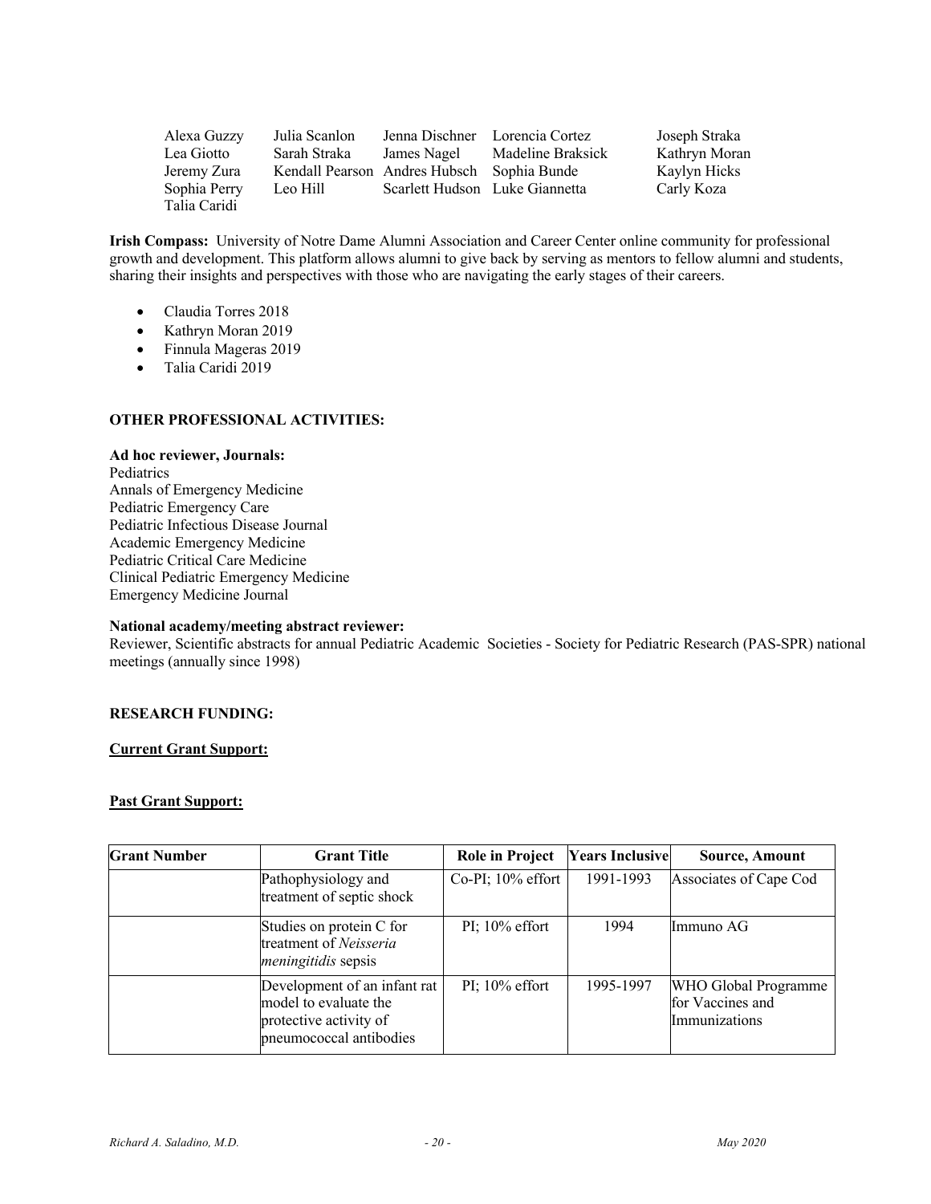| | | | | |
|---|---|---|---|---|
| Alexa Guzzy | Julia Scanlon | Jenna Dischner | Lorencia Cortez | Joseph Straka |
| Lea Giotto | Sarah Straka | James Nagel | Madeline Braksick | Kathryn Moran |
| Jeremy Zura | Kendall Pearson | Andres Hubsch | Sophia Bunde | Kaylyn Hicks |
| Sophia Perry | Leo Hill | Scarlett Hudson | Luke Giannetta | Carly Koza |
| Talia Caridi | | | | |

**Irish Compass:** University of Notre Dame Alumni Association and Career Center online community for professional growth and development. This platform allows alumni to give back by serving as mentors to fellow alumni and students, sharing their insights and perspectives with those who are navigating the early stages of their careers.

- Claudia Torres 2018
- Kathryn Moran 2019
- Finnula Mageras 2019
- Talia Caridi 2019

**OTHER PROFESSIONAL ACTIVITIES:**

**Ad hoc reviewer, Journals:**
Pediatrics
Annals of Emergency Medicine
Pediatric Emergency Care
Pediatric Infectious Disease Journal
Academic Emergency Medicine
Pediatric Critical Care Medicine
Clinical Pediatric Emergency Medicine
Emergency Medicine Journal

**National academy/meeting abstract reviewer:**
Reviewer, Scientific abstracts for annual Pediatric Academic Societies - Society for Pediatric Research (PAS-SPR) national meetings (annually since 1998)

**RESEARCH FUNDING:**

**Current Grant Support:**

**Past Grant Support:**

| Grant Number | Grant Title | Role in Project | Years Inclusive | Source, Amount |
|---|---|---|---|---|
| | Pathophysiology and treatment of septic shock | Co-PI; 10% effort | 1991-1993 | Associates of Cape Cod |
| | Studies on protein C for treatment of *Neisseria meningitidis* sepsis | PI; 10% effort | 1994 | Immuno AG |
| | Development of an infant rat model to evaluate the protective activity of pneumococcal antibodies | PI; 10% effort | 1995-1997 | WHO Global Programme for Vaccines and Immunizations |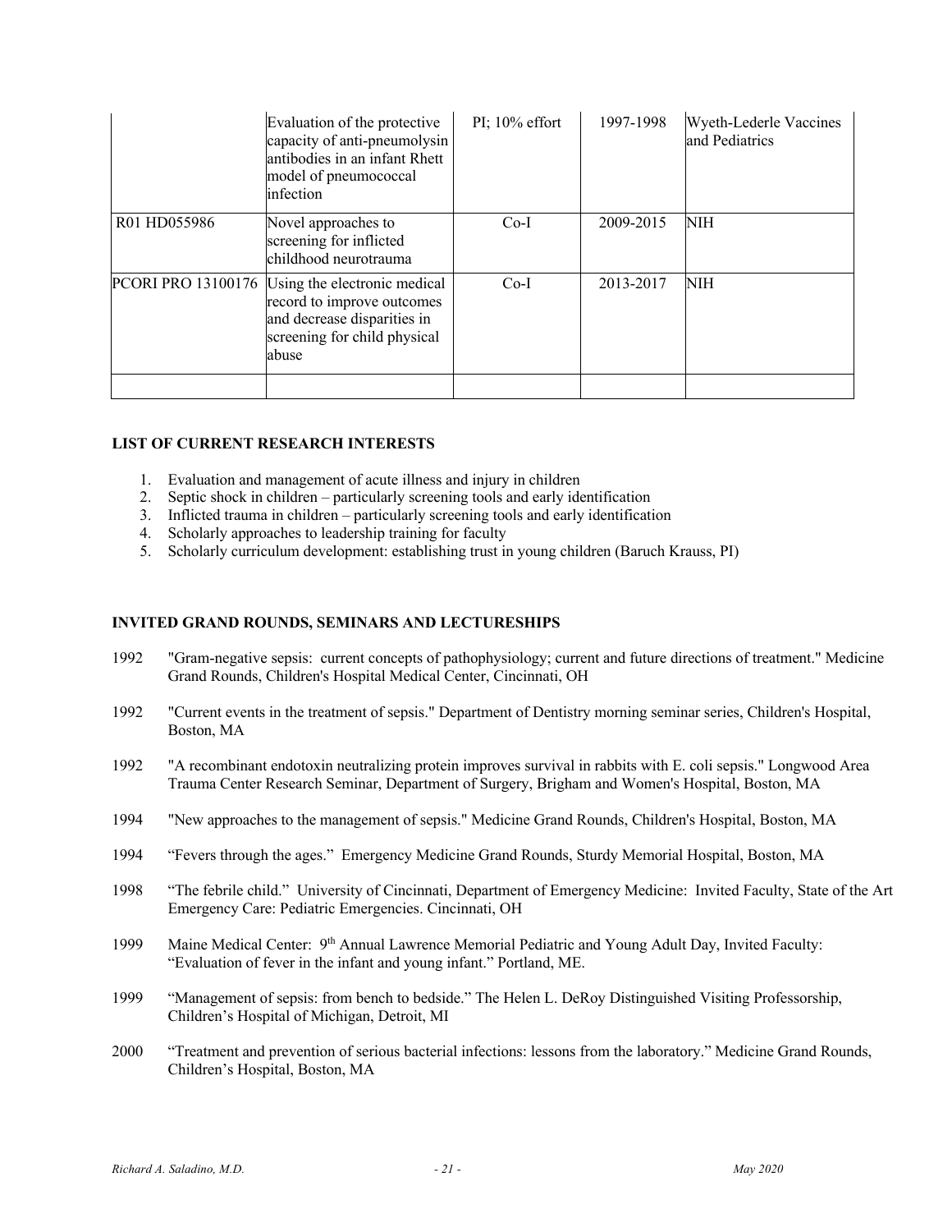| | | | | |
|---|---|---|---|---|
| | Evaluation of the protective capacity of anti-pneumolysin antibodies in an infant Rhett model of pneumococcal infection | PI; 10% effort | 1997-1998 | Wyeth-Lederle Vaccines and Pediatrics |
| R01 HD055986 | Novel approaches to screening for inflicted childhood neurotrauma | Co-I | 2009-2015 | NIH |
| PCORI PRO 13100176 | Using the electronic medical record to improve outcomes and decrease disparities in screening for child physical abuse | Co-I | 2013-2017 | NIH |
| | | | | |

**LIST OF CURRENT RESEARCH INTERESTS**

1. Evaluation and management of acute illness and injury in children
2. Septic shock in children – particularly screening tools and early identification
3. Inflicted trauma in children – particularly screening tools and early identification
4. Scholarly approaches to leadership training for faculty
5. Scholarly curriculum development: establishing trust in young children (Baruch Krauss, PI)

**INVITED GRAND ROUNDS, SEMINARS AND LECTURESHIPS**

1992 "Gram-negative sepsis: current concepts of pathophysiology; current and future directions of treatment." Medicine Grand Rounds, Children's Hospital Medical Center, Cincinnati, OH

1992 "Current events in the treatment of sepsis." Department of Dentistry morning seminar series, Children's Hospital, Boston, MA

1992 "A recombinant endotoxin neutralizing protein improves survival in rabbits with E. coli sepsis." Longwood Area Trauma Center Research Seminar, Department of Surgery, Brigham and Women's Hospital, Boston, MA

1994 "New approaches to the management of sepsis." Medicine Grand Rounds, Children's Hospital, Boston, MA

1994 "Fevers through the ages." Emergency Medicine Grand Rounds, Sturdy Memorial Hospital, Boston, MA

1998 "The febrile child." University of Cincinnati, Department of Emergency Medicine: Invited Faculty, State of the Art Emergency Care: Pediatric Emergencies. Cincinnati, OH

1999 Maine Medical Center: 9th Annual Lawrence Memorial Pediatric and Young Adult Day, Invited Faculty: "Evaluation of fever in the infant and young infant." Portland, ME.

1999 "Management of sepsis: from bench to bedside." The Helen L. DeRoy Distinguished Visiting Professorship, Children's Hospital of Michigan, Detroit, MI

2000 "Treatment and prevention of serious bacterial infections: lessons from the laboratory." Medicine Grand Rounds, Children's Hospital, Boston, MA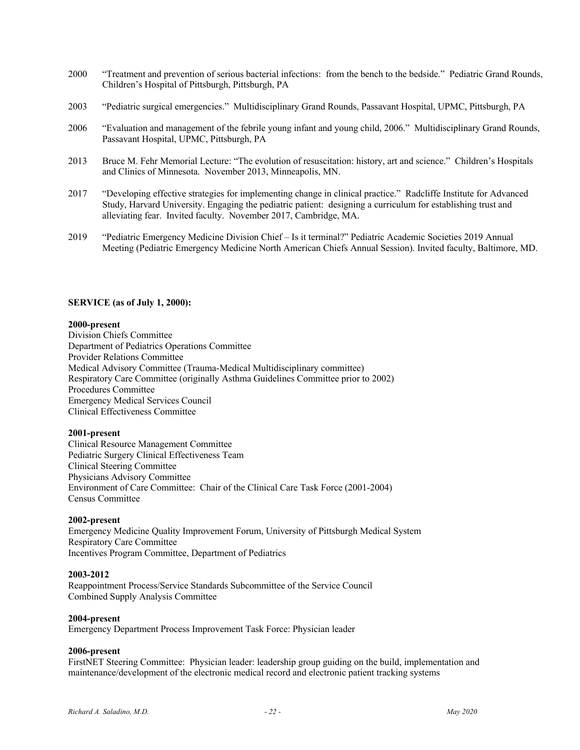2000 "Treatment and prevention of serious bacterial infections: from the bench to the bedside." Pediatric Grand Rounds, Children's Hospital of Pittsburgh, Pittsburgh, PA

2003 "Pediatric surgical emergencies." Multidisciplinary Grand Rounds, Passavant Hospital, UPMC, Pittsburgh, PA

2006 "Evaluation and management of the febrile young infant and young child, 2006." Multidisciplinary Grand Rounds, Passavant Hospital, UPMC, Pittsburgh, PA

2013 Bruce M. Fehr Memorial Lecture: "The evolution of resuscitation: history, art and science." Children's Hospitals and Clinics of Minnesota. November 2013, Minneapolis, MN.

2017 "Developing effective strategies for implementing change in clinical practice." Radcliffe Institute for Advanced Study, Harvard University. Engaging the pediatric patient: designing a curriculum for establishing trust and alleviating fear. Invited faculty. November 2017, Cambridge, MA.

2019 "Pediatric Emergency Medicine Division Chief – Is it terminal?" Pediatric Academic Societies 2019 Annual Meeting (Pediatric Emergency Medicine North American Chiefs Annual Session). Invited faculty, Baltimore, MD.

**SERVICE (as of July 1, 2000):**

**2000-present**
Division Chiefs Committee
Department of Pediatrics Operations Committee
Provider Relations Committee
Medical Advisory Committee (Trauma-Medical Multidisciplinary committee)
Respiratory Care Committee (originally Asthma Guidelines Committee prior to 2002)
Procedures Committee
Emergency Medical Services Council
Clinical Effectiveness Committee

**2001-present**
Clinical Resource Management Committee
Pediatric Surgery Clinical Effectiveness Team
Clinical Steering Committee
Physicians Advisory Committee
Environment of Care Committee: Chair of the Clinical Care Task Force (2001-2004)
Census Committee

**2002-present**
Emergency Medicine Quality Improvement Forum, University of Pittsburgh Medical System
Respiratory Care Committee
Incentives Program Committee, Department of Pediatrics

**2003-2012**
Reappointment Process/Service Standards Subcommittee of the Service Council
Combined Supply Analysis Committee

**2004-present**
Emergency Department Process Improvement Task Force: Physician leader

**2006-present**
FirstNET Steering Committee: Physician leader: leadership group guiding on the build, implementation and maintenance/development of the electronic medical record and electronic patient tracking systems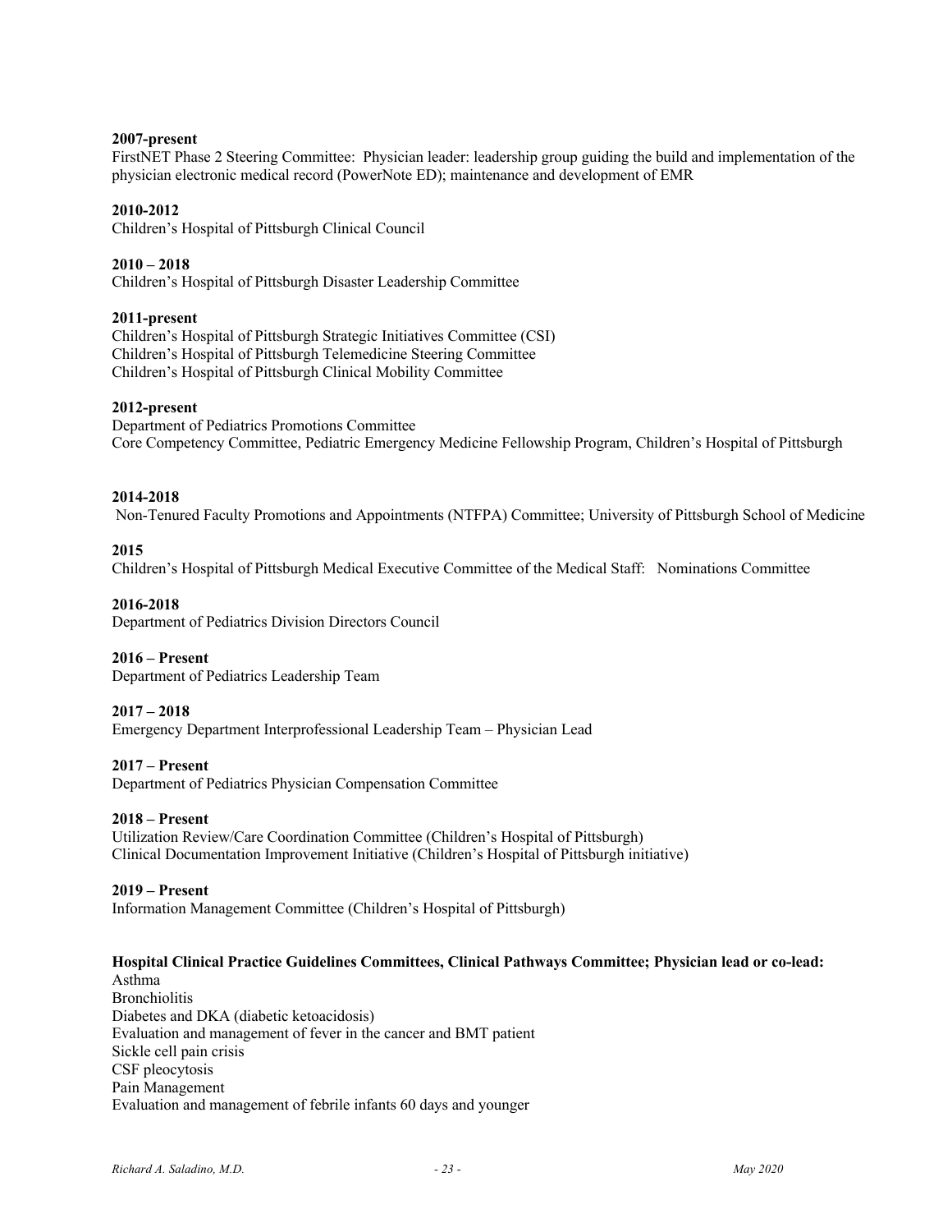**2007-present**
FirstNET Phase 2 Steering Committee: Physician leader: leadership group guiding the build and implementation of the physician electronic medical record (PowerNote ED); maintenance and development of EMR

**2010-2012**
Children's Hospital of Pittsburgh Clinical Council

**2010 – 2018**
Children's Hospital of Pittsburgh Disaster Leadership Committee

**2011-present**
Children's Hospital of Pittsburgh Strategic Initiatives Committee (CSI)
Children's Hospital of Pittsburgh Telemedicine Steering Committee
Children's Hospital of Pittsburgh Clinical Mobility Committee

**2012-present**
Department of Pediatrics Promotions Committee
Core Competency Committee, Pediatric Emergency Medicine Fellowship Program, Children's Hospital of Pittsburgh

**2014-2018**
Non-Tenured Faculty Promotions and Appointments (NTFPA) Committee; University of Pittsburgh School of Medicine

**2015**
Children's Hospital of Pittsburgh Medical Executive Committee of the Medical Staff: Nominations Committee

**2016-2018**
Department of Pediatrics Division Directors Council

**2016 – Present**
Department of Pediatrics Leadership Team

**2017 – 2018**
Emergency Department Interprofessional Leadership Team – Physician Lead

**2017 – Present**
Department of Pediatrics Physician Compensation Committee

**2018 – Present**
Utilization Review/Care Coordination Committee (Children's Hospital of Pittsburgh)
Clinical Documentation Improvement Initiative (Children's Hospital of Pittsburgh initiative)

**2019 – Present**
Information Management Committee (Children's Hospital of Pittsburgh)

**Hospital Clinical Practice Guidelines Committees, Clinical Pathways Committee; Physician lead or co-lead:**
Asthma
Bronchiolitis
Diabetes and DKA (diabetic ketoacidosis)
Evaluation and management of fever in the cancer and BMT patient
Sickle cell pain crisis
CSF pleocytosis
Pain Management
Evaluation and management of febrile infants 60 days and younger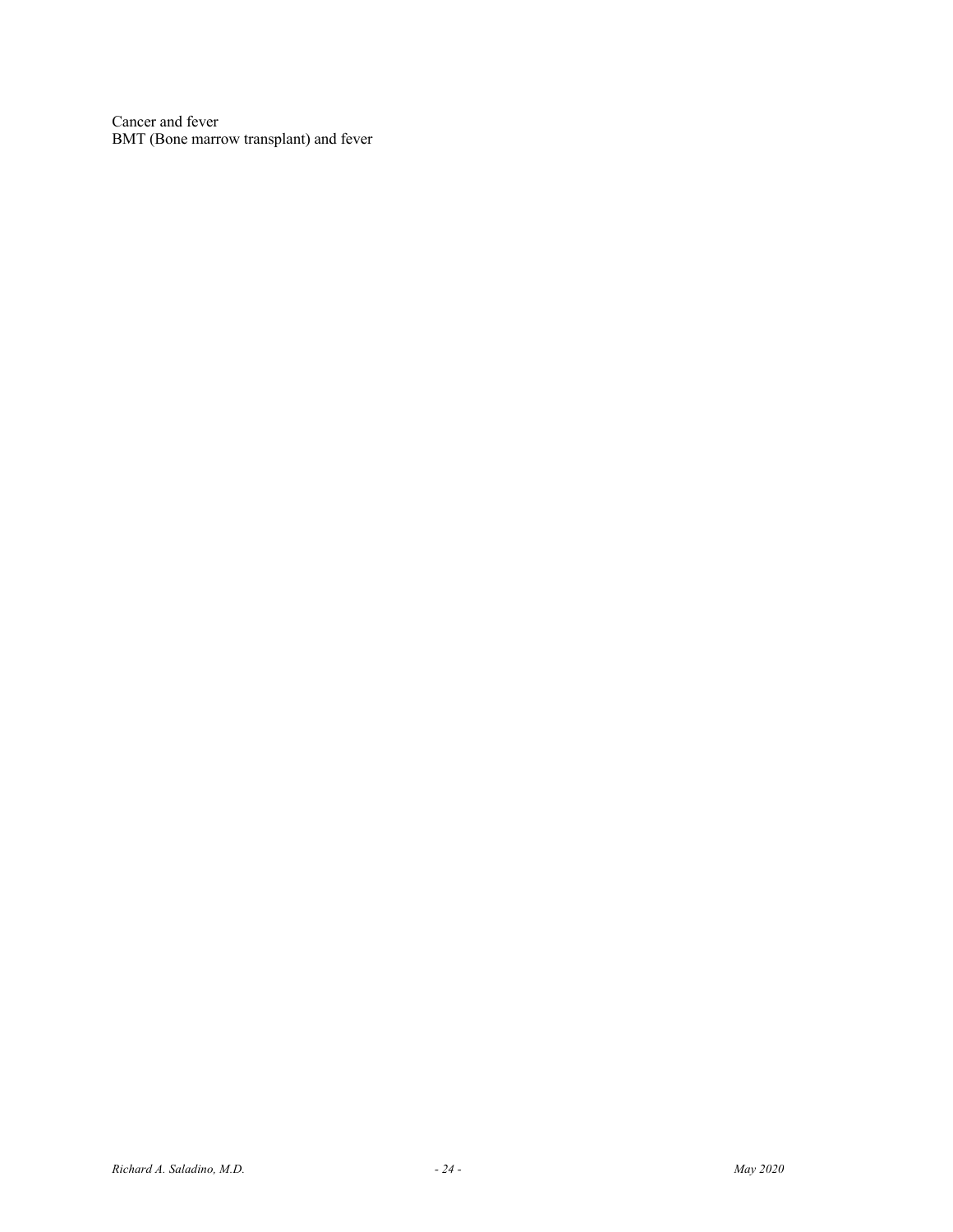Cancer and fever
BMT (Bone marrow transplant) and fever